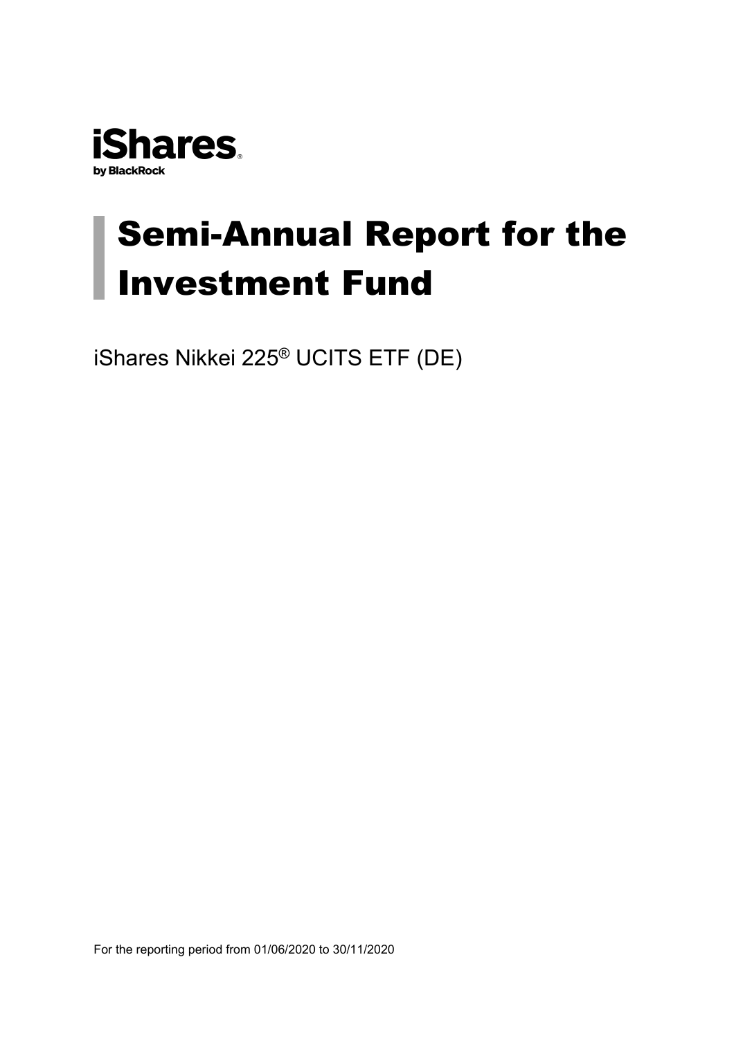iShares
by BlackRock

# Semi-Annual Report for the Investment Fund

iShares Nikkei 225® UCITS ETF (DE)

For the reporting period from 01/06/2020 to 30/11/2020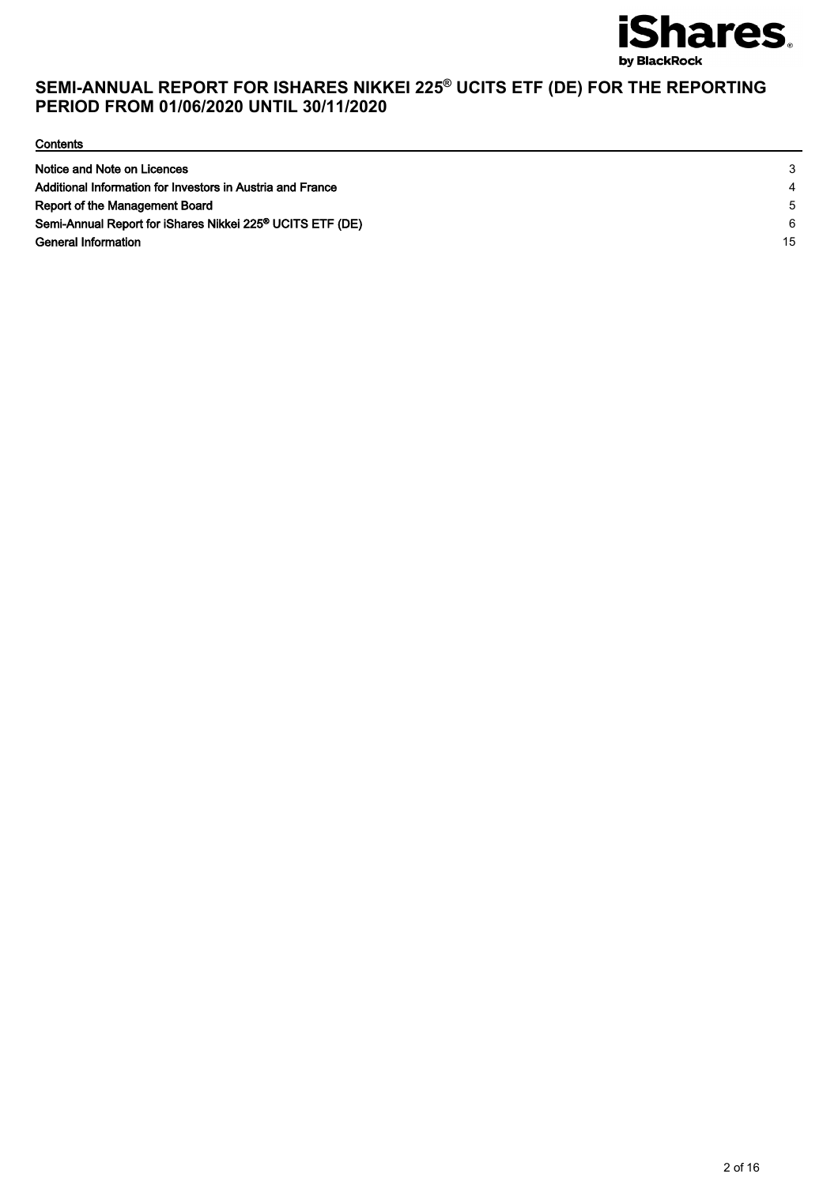# SEMI-ANNUAL REPORT FOR ISHARES NIKKEI 225® UCITS ETF (DE) FOR THE REPORTING PERIOD FROM 01/06/2020 UNTIL 30/11/2020

**Contents**

| | |
|---|---|
| **Notice and Note on Licences** | 3 |
| **Additional Information for Investors in Austria and France** | 4 |
| **Report of the Management Board** | 5 |
| **Semi-Annual Report for iShares Nikkei 225® UCITS ETF (DE)** | 6 |
| **General Information** | 15 |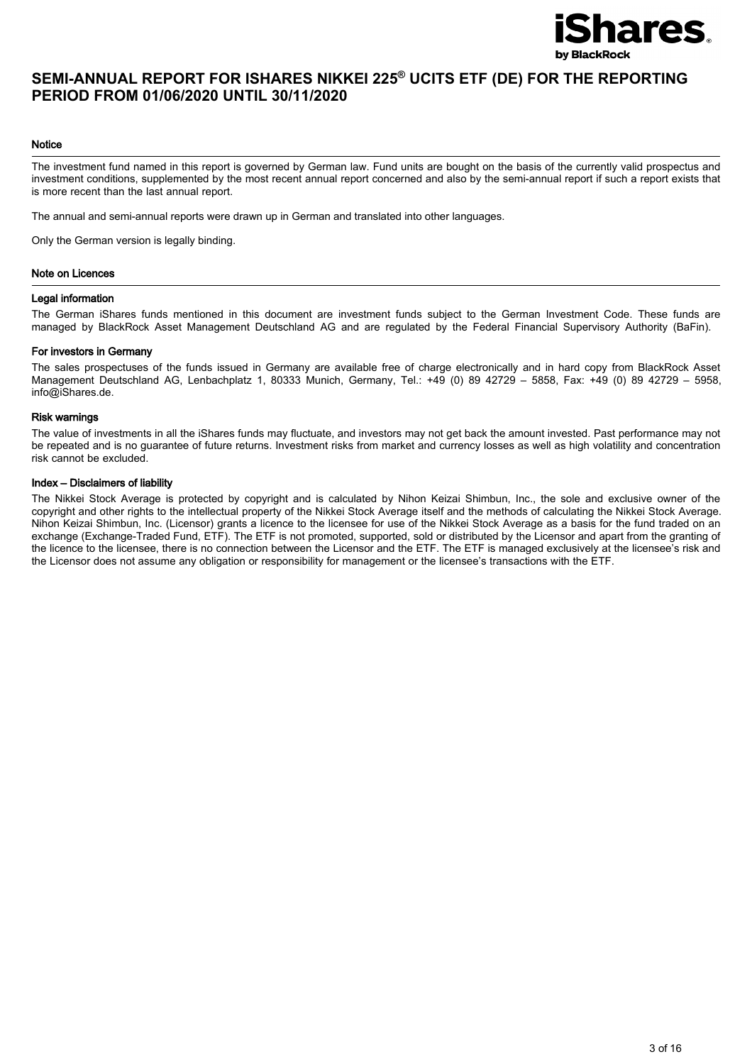# SEMI-ANNUAL REPORT FOR ISHARES NIKKEI 225® UCITS ETF (DE) FOR THE REPORTING PERIOD FROM 01/06/2020 UNTIL 30/11/2020

## Notice

The investment fund named in this report is governed by German law. Fund units are bought on the basis of the currently valid prospectus and investment conditions, supplemented by the most recent annual report concerned and also by the semi-annual report if such a report exists that is more recent than the last annual report.

The annual and semi-annual reports were drawn up in German and translated into other languages.

Only the German version is legally binding.

## Note on Licences

### Legal information

The German iShares funds mentioned in this document are investment funds subject to the German Investment Code. These funds are managed by BlackRock Asset Management Deutschland AG and are regulated by the Federal Financial Supervisory Authority (BaFin).

### For investors in Germany

The sales prospectuses of the funds issued in Germany are available free of charge electronically and in hard copy from BlackRock Asset Management Deutschland AG, Lenbachplatz 1, 80333 Munich, Germany, Tel.: +49 (0) 89 42729 – 5858, Fax: +49 (0) 89 42729 – 5958, info@iShares.de.

### Risk warnings

The value of investments in all the iShares funds may fluctuate, and investors may not get back the amount invested. Past performance may not be repeated and is no guarantee of future returns. Investment risks from market and currency losses as well as high volatility and concentration risk cannot be excluded.

### Index – Disclaimers of liability

The Nikkei Stock Average is protected by copyright and is calculated by Nihon Keizai Shimbun, Inc., the sole and exclusive owner of the copyright and other rights to the intellectual property of the Nikkei Stock Average itself and the methods of calculating the Nikkei Stock Average. Nihon Keizai Shimbun, Inc. (Licensor) grants a licence to the licensee for use of the Nikkei Stock Average as a basis for the fund traded on an exchange (Exchange-Traded Fund, ETF). The ETF is not promoted, supported, sold or distributed by the Licensor and apart from the granting of the licence to the licensee, there is no connection between the Licensor and the ETF. The ETF is managed exclusively at the licensee's risk and the Licensor does not assume any obligation or responsibility for management or the licensee's transactions with the ETF.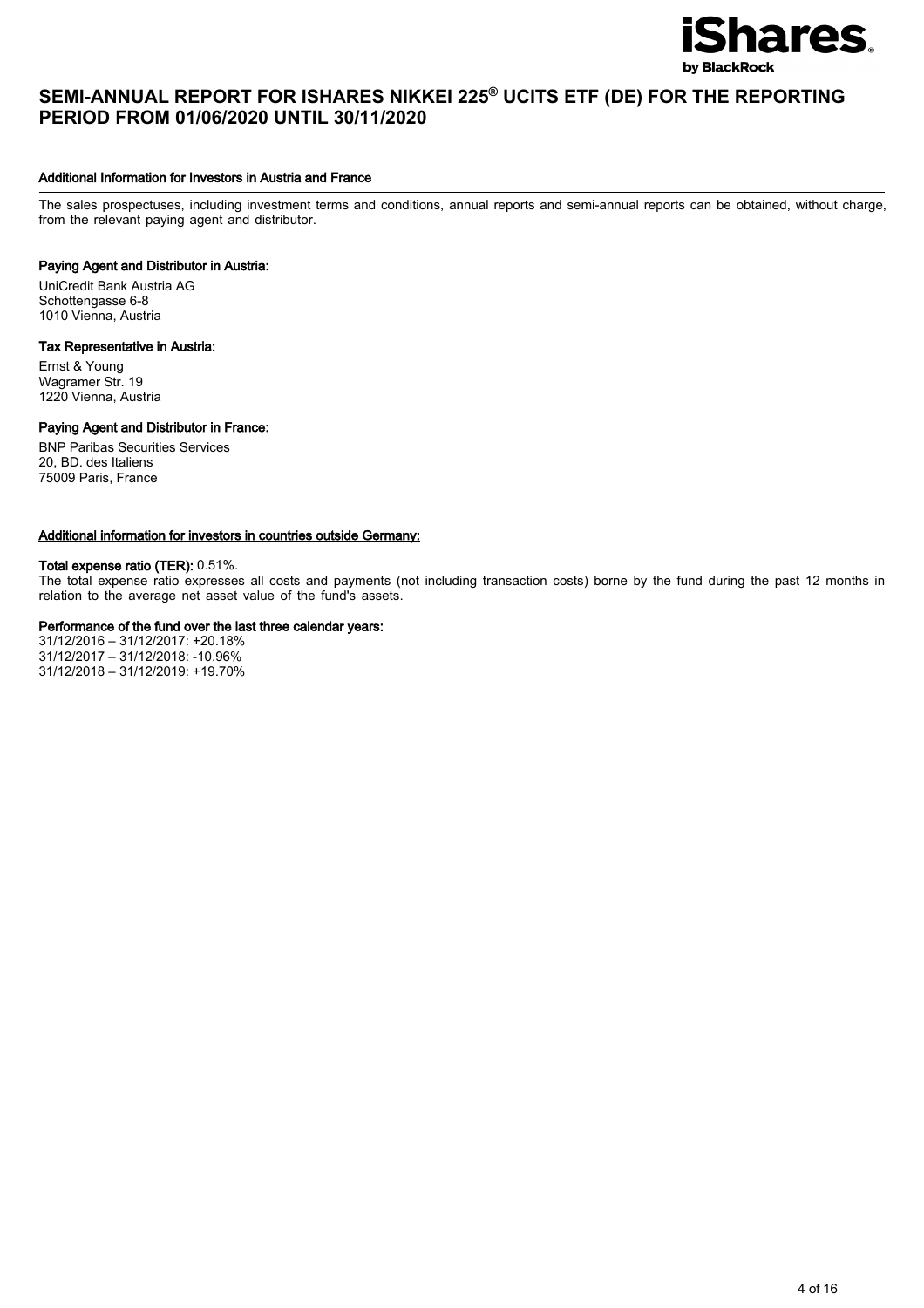# SEMI-ANNUAL REPORT FOR ISHARES NIKKEI 225® UCITS ETF (DE) FOR THE REPORTING PERIOD FROM 01/06/2020 UNTIL 30/11/2020

## Additional Information for Investors in Austria and France

The sales prospectuses, including investment terms and conditions, annual reports and semi-annual reports can be obtained, without charge, from the relevant paying agent and distributor.

**Paying Agent and Distributor in Austria:**

UniCredit Bank Austria AG
Schottengasse 6-8
1010 Vienna, Austria

**Tax Representative in Austria:**

Ernst & Young
Wagramer Str. 19
1220 Vienna, Austria

**Paying Agent and Distributor in France:**

BNP Paribas Securities Services
20, BD. des Italiens
75009 Paris, France

## Additional information for investors in countries outside Germany:

**Total expense ratio (TER):** 0.51%.
The total expense ratio expresses all costs and payments (not including transaction costs) borne by the fund during the past 12 months in relation to the average net asset value of the fund's assets.

**Performance of the fund over the last three calendar years:**
31/12/2016 – 31/12/2017: +20.18%
31/12/2017 – 31/12/2018: -10.96%
31/12/2018 – 31/12/2019: +19.70%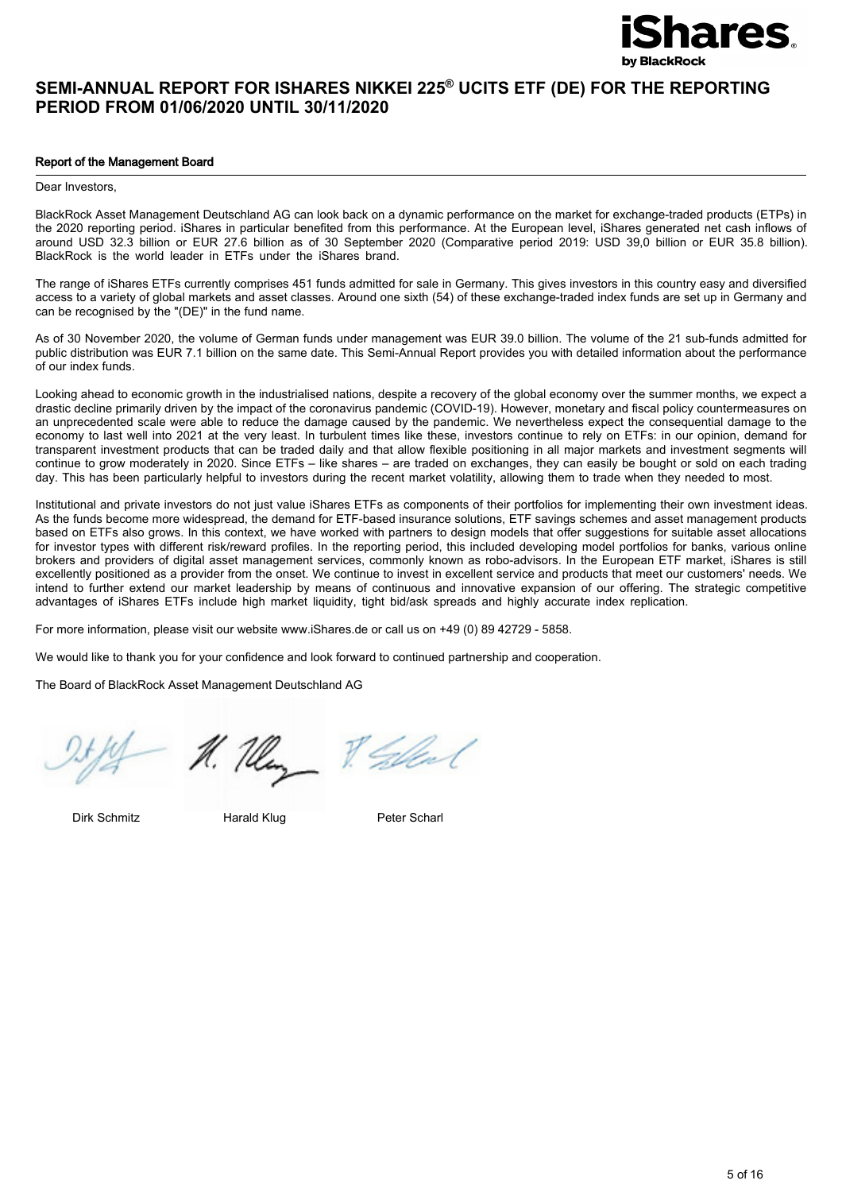# SEMI-ANNUAL REPORT FOR ISHARES NIKKEI 225® UCITS ETF (DE) FOR THE REPORTING PERIOD FROM 01/06/2020 UNTIL 30/11/2020

## Report of the Management Board

Dear Investors,

BlackRock Asset Management Deutschland AG can look back on a dynamic performance on the market for exchange-traded products (ETPs) in the 2020 reporting period. iShares in particular benefited from this performance. At the European level, iShares generated net cash inflows of around USD 32.3 billion or EUR 27.6 billion as of 30 September 2020 (Comparative period 2019: USD 39,0 billion or EUR 35.8 billion). BlackRock is the world leader in ETFs under the iShares brand.

The range of iShares ETFs currently comprises 451 funds admitted for sale in Germany. This gives investors in this country easy and diversified access to a variety of global markets and asset classes. Around one sixth (54) of these exchange-traded index funds are set up in Germany and can be recognised by the "(DE)" in the fund name.

As of 30 November 2020, the volume of German funds under management was EUR 39.0 billion. The volume of the 21 sub-funds admitted for public distribution was EUR 7.1 billion on the same date. This Semi-Annual Report provides you with detailed information about the performance of our index funds.

Looking ahead to economic growth in the industrialised nations, despite a recovery of the global economy over the summer months, we expect a drastic decline primarily driven by the impact of the coronavirus pandemic (COVID-19). However, monetary and fiscal policy countermeasures on an unprecedented scale were able to reduce the damage caused by the pandemic. We nevertheless expect the consequential damage to the economy to last well into 2021 at the very least. In turbulent times like these, investors continue to rely on ETFs: in our opinion, demand for transparent investment products that can be traded daily and that allow flexible positioning in all major markets and investment segments will continue to grow moderately in 2020. Since ETFs – like shares – are traded on exchanges, they can easily be bought or sold on each trading day. This has been particularly helpful to investors during the recent market volatility, allowing them to trade when they needed to most.

Institutional and private investors do not just value iShares ETFs as components of their portfolios for implementing their own investment ideas. As the funds become more widespread, the demand for ETF-based insurance solutions, ETF savings schemes and asset management products based on ETFs also grows. In this context, we have worked with partners to design models that offer suggestions for suitable asset allocations for investor types with different risk/reward profiles. In the reporting period, this included developing model portfolios for banks, various online brokers and providers of digital asset management services, commonly known as robo-advisors. In the European ETF market, iShares is still excellently positioned as a provider from the onset. We continue to invest in excellent service and products that meet our customers' needs. We intend to further extend our market leadership by means of continuous and innovative expansion of our offering. The strategic competitive advantages of iShares ETFs include high market liquidity, tight bid/ask spreads and highly accurate index replication.

For more information, please visit our website www.iShares.de or call us on +49 (0) 89 42729 - 5858.

We would like to thank you for your confidence and look forward to continued partnership and cooperation.

The Board of BlackRock Asset Management Deutschland AG

Dirk Schmitz  Harald Klug  Peter Scharl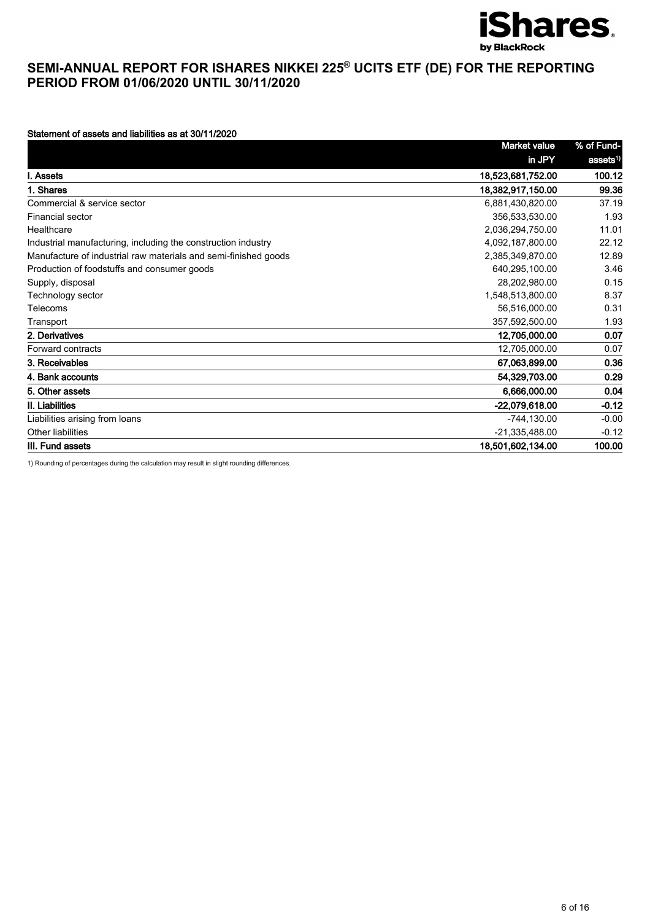# SEMI-ANNUAL REPORT FOR ISHARES NIKKEI 225® UCITS ETF (DE) FOR THE REPORTING PERIOD FROM 01/06/2020 UNTIL 30/11/2020

**Statement of assets and liabilities as at 30/11/2020**

| | Market value in JPY | % of Fund-assets[1)] |
|---|---|---|
| **I. Assets** | **18,523,681,752.00** | **100.12** |
| **1. Shares** | **18,382,917,150.00** | **99.36** |
| Commercial & service sector | 6,881,430,820.00 | 37.19 |
| Financial sector | 356,533,530.00 | 1.93 |
| Healthcare | 2,036,294,750.00 | 11.01 |
| Industrial manufacturing, including the construction industry | 4,092,187,800.00 | 22.12 |
| Manufacture of industrial raw materials and semi-finished goods | 2,385,349,870.00 | 12.89 |
| Production of foodstuffs and consumer goods | 640,295,100.00 | 3.46 |
| Supply, disposal | 28,202,980.00 | 0.15 |
| Technology sector | 1,548,513,800.00 | 8.37 |
| Telecoms | 56,516,000.00 | 0.31 |
| Transport | 357,592,500.00 | 1.93 |
| **2. Derivatives** | **12,705,000.00** | **0.07** |
| Forward contracts | 12,705,000.00 | 0.07 |
| **3. Receivables** | **67,063,899.00** | **0.36** |
| **4. Bank accounts** | **54,329,703.00** | **0.29** |
| **5. Other assets** | **6,666,000.00** | **0.04** |
| **II. Liabilities** | **-22,079,618.00** | **-0.12** |
| Liabilities arising from loans | -744,130.00 | -0.00 |
| Other liabilities | -21,335,488.00 | -0.12 |
| **III. Fund assets** | **18,501,602,134.00** | **100.00** |

1) Rounding of percentages during the calculation may result in slight rounding differences.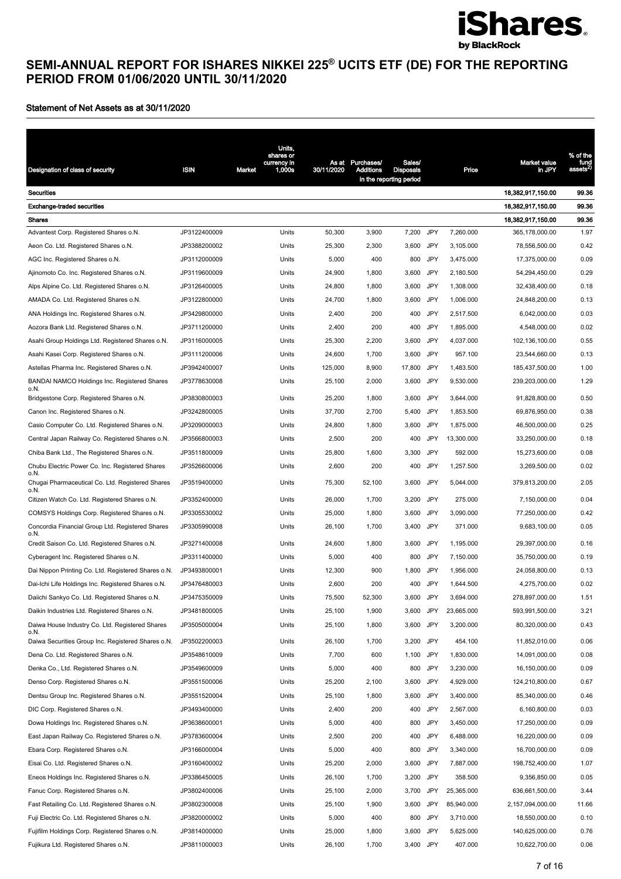# SEMI-ANNUAL REPORT FOR ISHARES NIKKEI 225® UCITS ETF (DE) FOR THE REPORTING PERIOD FROM 01/06/2020 UNTIL 30/11/2020

## Statement of Net Assets as at 30/11/2020

| Designation of class of security | ISIN | Market | Units, shares or currency in 1,000s | As at 30/11/2020 | Purchases/ Additions | Sales/ Disposals | | Price | Market value in JPY | % of the fund assets[2] |
|---|---|---|---|---|---|---|---|---|---|---|
| | | | | | in the reporting period | | | | | |
| **Securities** | | | | | | | | | 18,382,917,150.00 | 99.36 |
| **Exchange-traded securities** | | | | | | | | | 18,382,917,150.00 | 99.36 |
| **Shares** | | | | | | | | | 18,382,917,150.00 | 99.36 |
| Advantest Corp. Registered Shares o.N. | JP3122400009 | | Units | 50,300 | 3,900 | 7,200 | JPY | 7,260.000 | 365,178,000.00 | 1.97 |
| Aeon Co. Ltd. Registered Shares o.N. | JP3388200002 | | Units | 25,300 | 2,300 | 3,600 | JPY | 3,105.000 | 78,556,500.00 | 0.42 |
| AGC Inc. Registered Shares o.N. | JP3112000009 | | Units | 5,000 | 400 | 800 | JPY | 3,475.000 | 17,375,000.00 | 0.09 |
| Ajinomoto Co. Inc. Registered Shares o.N. | JP3119600009 | | Units | 24,900 | 1,800 | 3,600 | JPY | 2,180.500 | 54,294,450.00 | 0.29 |
| Alps Alpine Co. Ltd. Registered Shares o.N. | JP3126400005 | | Units | 24,800 | 1,800 | 3,600 | JPY | 1,308.000 | 32,438,400.00 | 0.18 |
| AMADA Co. Ltd. Registered Shares o.N. | JP3122800000 | | Units | 24,700 | 1,800 | 3,600 | JPY | 1,006.000 | 24,848,200.00 | 0.13 |
| ANA Holdings Inc. Registered Shares o.N. | JP3429800000 | | Units | 2,400 | 200 | 400 | JPY | 2,517.500 | 6,042,000.00 | 0.03 |
| Aozora Bank Ltd. Registered Shares o.N. | JP3711200000 | | Units | 2,400 | 200 | 400 | JPY | 1,895.000 | 4,548,000.00 | 0.02 |
| Asahi Group Holdings Ltd. Registered Shares o.N. | JP3116000005 | | Units | 25,300 | 2,200 | 3,600 | JPY | 4,037.000 | 102,136,100.00 | 0.55 |
| Asahi Kasei Corp. Registered Shares o.N. | JP3111200006 | | Units | 24,600 | 1,700 | 3,600 | JPY | 957.100 | 23,544,660.00 | 0.13 |
| Astellas Pharma Inc. Registered Shares o.N. | JP3942400007 | | Units | 125,000 | 8,900 | 17,800 | JPY | 1,483.500 | 185,437,500.00 | 1.00 |
| BANDAI NAMCO Holdings Inc. Registered Shares o.N. | JP3778630008 | | Units | 25,100 | 2,000 | 3,600 | JPY | 9,530.000 | 239,203,000.00 | 1.29 |
| Bridgestone Corp. Registered Shares o.N. | JP3830800003 | | Units | 25,200 | 1,800 | 3,600 | JPY | 3,644.000 | 91,828,800.00 | 0.50 |
| Canon Inc. Registered Shares o.N. | JP3242800005 | | Units | 37,700 | 2,700 | 5,400 | JPY | 1,853.500 | 69,876,950.00 | 0.38 |
| Casio Computer Co. Ltd. Registered Shares o.N. | JP3209000003 | | Units | 24,800 | 1,800 | 3,600 | JPY | 1,875.000 | 46,500,000.00 | 0.25 |
| Central Japan Railway Co. Registered Shares o.N. | JP3566800003 | | Units | 2,500 | 200 | 400 | JPY | 13,300.000 | 33,250,000.00 | 0.18 |
| Chiba Bank Ltd., The Registered Shares o.N. | JP3511800009 | | Units | 25,800 | 1,600 | 3,300 | JPY | 592.000 | 15,273,600.00 | 0.08 |
| Chubu Electric Power Co. Inc. Registered Shares o.N. | JP3526600006 | | Units | 2,600 | 200 | 400 | JPY | 1,257.500 | 3,269,500.00 | 0.02 |
| Chugai Pharmaceutical Co. Ltd. Registered Shares o.N. | JP3519400000 | | Units | 75,300 | 52,100 | 3,600 | JPY | 5,044.000 | 379,813,200.00 | 2.05 |
| Citizen Watch Co. Ltd. Registered Shares o.N. | JP3352400000 | | Units | 26,000 | 1,700 | 3,200 | JPY | 275.000 | 7,150,000.00 | 0.04 |
| COMSYS Holdings Corp. Registered Shares o.N. | JP3305530002 | | Units | 25,000 | 1,800 | 3,600 | JPY | 3,090.000 | 77,250,000.00 | 0.42 |
| Concordia Financial Group Ltd. Registered Shares o.N. | JP3305990008 | | Units | 26,100 | 1,700 | 3,400 | JPY | 371.000 | 9,683,100.00 | 0.05 |
| Credit Saison Co. Ltd. Registered Shares o.N. | JP3271400008 | | Units | 24,600 | 1,800 | 3,600 | JPY | 1,195.000 | 29,397,000.00 | 0.16 |
| Cyberagent Inc. Registered Shares o.N. | JP3311400000 | | Units | 5,000 | 400 | 800 | JPY | 7,150.000 | 35,750,000.00 | 0.19 |
| Dai Nippon Printing Co. Ltd. Registered Shares o.N. | JP3493800001 | | Units | 12,300 | 900 | 1,800 | JPY | 1,956.000 | 24,058,800.00 | 0.13 |
| Dai-Ichi Life Holdings Inc. Registered Shares o.N. | JP3476480003 | | Units | 2,600 | 200 | 400 | JPY | 1,644.500 | 4,275,700.00 | 0.02 |
| Daiichi Sankyo Co. Ltd. Registered Shares o.N. | JP3475350009 | | Units | 75,500 | 52,300 | 3,600 | JPY | 3,694.000 | 278,897,000.00 | 1.51 |
| Daikin Industries Ltd. Registered Shares o.N. | JP3481800005 | | Units | 25,100 | 1,900 | 3,600 | JPY | 23,665.000 | 593,991,500.00 | 3.21 |
| Daiwa House Industry Co. Ltd. Registered Shares o.N. | JP3505000004 | | Units | 25,100 | 1,800 | 3,600 | JPY | 3,200.000 | 80,320,000.00 | 0.43 |
| Daiwa Securities Group Inc. Registered Shares o.N. | JP3502200003 | | Units | 26,100 | 1,700 | 3,200 | JPY | 454.100 | 11,852,010.00 | 0.06 |
| Dena Co. Ltd. Registered Shares o.N. | JP3548610009 | | Units | 7,700 | 600 | 1,100 | JPY | 1,830.000 | 14,091,000.00 | 0.08 |
| Denka Co., Ltd. Registered Shares o.N. | JP3549600009 | | Units | 5,000 | 400 | 800 | JPY | 3,230.000 | 16,150,000.00 | 0.09 |
| Denso Corp. Registered Shares o.N. | JP3551500006 | | Units | 25,200 | 2,100 | 3,600 | JPY | 4,929.000 | 124,210,800.00 | 0.67 |
| Dentsu Group Inc. Registered Shares o.N. | JP3551520004 | | Units | 25,100 | 1,800 | 3,600 | JPY | 3,400.000 | 85,340,000.00 | 0.46 |
| DIC Corp. Registered Shares o.N. | JP3493400000 | | Units | 2,400 | 200 | 400 | JPY | 2,567.000 | 6,160,800.00 | 0.03 |
| Dowa Holdings Inc. Registered Shares o.N. | JP3638600001 | | Units | 5,000 | 400 | 800 | JPY | 3,450.000 | 17,250,000.00 | 0.09 |
| East Japan Railway Co. Registered Shares o.N. | JP3783600004 | | Units | 2,500 | 200 | 400 | JPY | 6,488.000 | 16,220,000.00 | 0.09 |
| Ebara Corp. Registered Shares o.N. | JP3166000004 | | Units | 5,000 | 400 | 800 | JPY | 3,340.000 | 16,700,000.00 | 0.09 |
| Eisai Co. Ltd. Registered Shares o.N. | JP3160400002 | | Units | 25,200 | 2,000 | 3,600 | JPY | 7,887.000 | 198,752,400.00 | 1.07 |
| Eneos Holdings Inc. Registered Shares o.N. | JP3386450005 | | Units | 26,100 | 1,700 | 3,200 | JPY | 358.500 | 9,356,850.00 | 0.05 |
| Fanuc Corp. Registered Shares o.N. | JP3802400006 | | Units | 25,100 | 2,000 | 3,700 | JPY | 25,365.000 | 636,661,500.00 | 3.44 |
| Fast Retailing Co. Ltd. Registered Shares o.N. | JP3802300008 | | Units | 25,100 | 1,900 | 3,600 | JPY | 85,940.000 | 2,157,094,000.00 | 11.66 |
| Fuji Electric Co. Ltd. Registered Shares o.N. | JP3820000002 | | Units | 5,000 | 400 | 800 | JPY | 3,710.000 | 18,550,000.00 | 0.10 |
| Fujifilm Holdings Corp. Registered Shares o.N. | JP3814000000 | | Units | 25,000 | 1,800 | 3,600 | JPY | 5,625.000 | 140,625,000.00 | 0.76 |
| Fujikura Ltd. Registered Shares o.N. | JP3811000003 | | Units | 26,100 | 1,700 | 3,400 | JPY | 407.000 | 10,622,700.00 | 0.06 |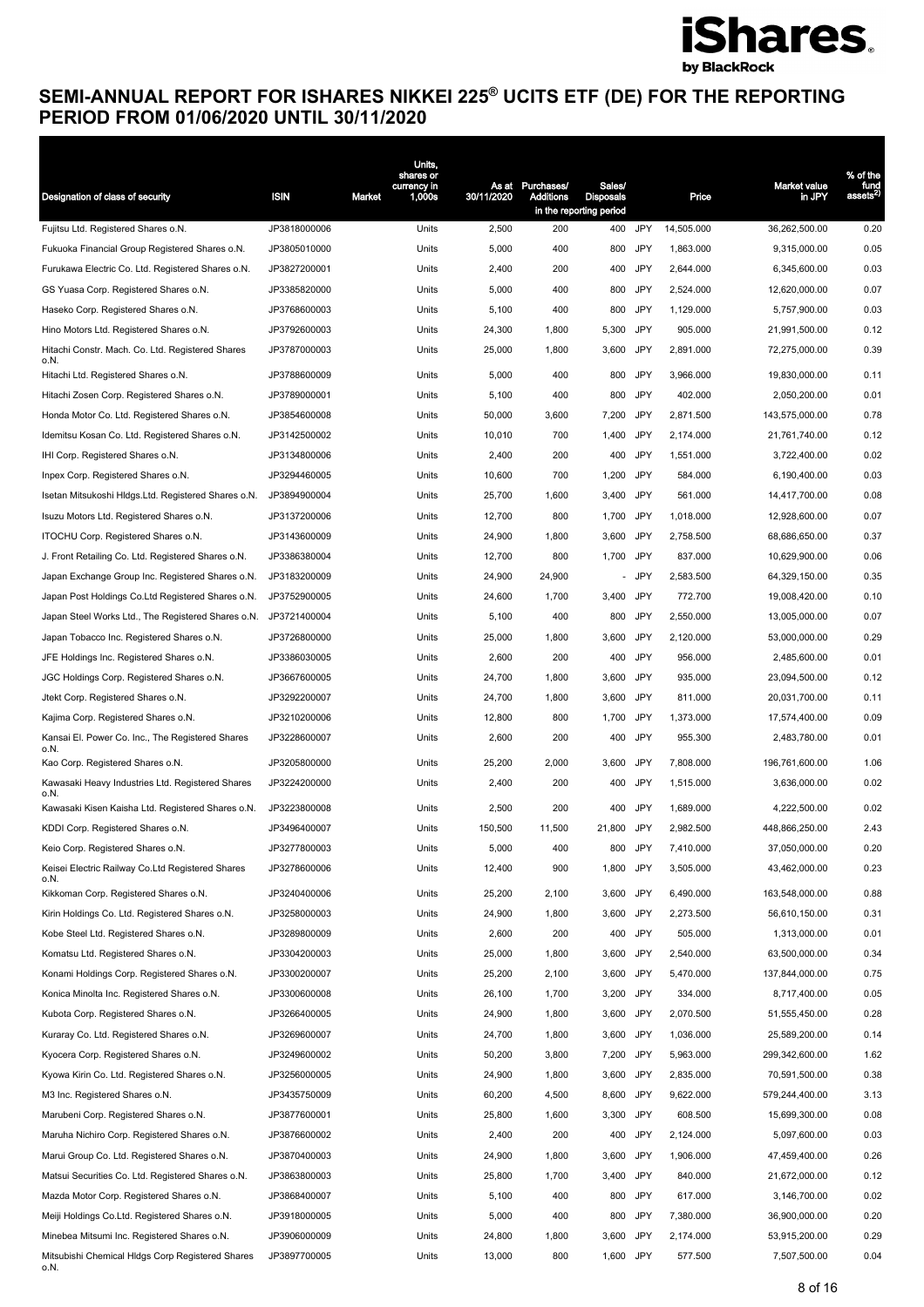# SEMI-ANNUAL REPORT FOR ISHARES NIKKEI 225® UCITS ETF (DE) FOR THE REPORTING PERIOD FROM 01/06/2020 UNTIL 30/11/2020

| Designation of class of security | ISIN | Market | Units, shares or currency in 1,000s | As at 30/11/2020 | Purchases/ Additions | Sales/ Disposals | | Price | Market value in JPY | % of the fund assets[2] |
|---|---|---|---|---|---|---|---|---|---|---|
| | | | | | in the reporting period | | | | | |
| Fujitsu Ltd. Registered Shares o.N. | JP3818000006 | | Units | 2,500 | 200 | 400 | JPY | 14,505.000 | 36,262,500.00 | 0.20 |
| Fukuoka Financial Group Registered Shares o.N. | JP3805010000 | | Units | 5,000 | 400 | 800 | JPY | 1,863.000 | 9,315,000.00 | 0.05 |
| Furukawa Electric Co. Ltd. Registered Shares o.N. | JP3827200001 | | Units | 2,400 | 200 | 400 | JPY | 2,644.000 | 6,345,600.00 | 0.03 |
| GS Yuasa Corp. Registered Shares o.N. | JP3385820000 | | Units | 5,000 | 400 | 800 | JPY | 2,524.000 | 12,620,000.00 | 0.07 |
| Haseko Corp. Registered Shares o.N. | JP3768600003 | | Units | 5,100 | 400 | 800 | JPY | 1,129.000 | 5,757,900.00 | 0.03 |
| Hino Motors Ltd. Registered Shares o.N. | JP3792600003 | | Units | 24,300 | 1,800 | 5,300 | JPY | 905.000 | 21,991,500.00 | 0.12 |
| Hitachi Constr. Mach. Co. Ltd. Registered Shares o.N. | JP3787000003 | | Units | 25,000 | 1,800 | 3,600 | JPY | 2,891.000 | 72,275,000.00 | 0.39 |
| Hitachi Ltd. Registered Shares o.N. | JP3788600009 | | Units | 5,000 | 400 | 800 | JPY | 3,966.000 | 19,830,000.00 | 0.11 |
| Hitachi Zosen Corp. Registered Shares o.N. | JP3789000001 | | Units | 5,100 | 400 | 800 | JPY | 402.000 | 2,050,200.00 | 0.01 |
| Honda Motor Co. Ltd. Registered Shares o.N. | JP3854600008 | | Units | 50,000 | 3,600 | 7,200 | JPY | 2,871.500 | 143,575,000.00 | 0.78 |
| Idemitsu Kosan Co. Ltd. Registered Shares o.N. | JP3142500002 | | Units | 10,010 | 700 | 1,400 | JPY | 2,174.000 | 21,761,740.00 | 0.12 |
| IHI Corp. Registered Shares o.N. | JP3134800006 | | Units | 2,400 | 200 | 400 | JPY | 1,551.000 | 3,722,400.00 | 0.02 |
| Inpex Corp. Registered Shares o.N. | JP3294460005 | | Units | 10,600 | 700 | 1,200 | JPY | 584.000 | 6,190,400.00 | 0.03 |
| Isetan Mitsukoshi Hldgs.Ltd. Registered Shares o.N. | JP3894900004 | | Units | 25,700 | 1,600 | 3,400 | JPY | 561.000 | 14,417,700.00 | 0.08 |
| Isuzu Motors Ltd. Registered Shares o.N. | JP3137200006 | | Units | 12,700 | 800 | 1,700 | JPY | 1,018.000 | 12,928,600.00 | 0.07 |
| ITOCHU Corp. Registered Shares o.N. | JP3143600009 | | Units | 24,900 | 1,800 | 3,600 | JPY | 2,758.500 | 68,686,650.00 | 0.37 |
| J. Front Retailing Co. Ltd. Registered Shares o.N. | JP3386380004 | | Units | 12,700 | 800 | 1,700 | JPY | 837.000 | 10,629,900.00 | 0.06 |
| Japan Exchange Group Inc. Registered Shares o.N. | JP3183200009 | | Units | 24,900 | 24,900 | - | JPY | 2,583.500 | 64,329,150.00 | 0.35 |
| Japan Post Holdings Co.Ltd Registered Shares o.N. | JP3752900005 | | Units | 24,600 | 1,700 | 3,400 | JPY | 772.700 | 19,008,420.00 | 0.10 |
| Japan Steel Works Ltd., The Registered Shares o.N. | JP3721400004 | | Units | 5,100 | 400 | 800 | JPY | 2,550.000 | 13,005,000.00 | 0.07 |
| Japan Tobacco Inc. Registered Shares o.N. | JP3726800000 | | Units | 25,000 | 1,800 | 3,600 | JPY | 2,120.000 | 53,000,000.00 | 0.29 |
| JFE Holdings Inc. Registered Shares o.N. | JP3386030005 | | Units | 2,600 | 200 | 400 | JPY | 956.000 | 2,485,600.00 | 0.01 |
| JGC Holdings Corp. Registered Shares o.N. | JP3667600005 | | Units | 24,700 | 1,800 | 3,600 | JPY | 935.000 | 23,094,500.00 | 0.12 |
| Jtekt Corp. Registered Shares o.N. | JP3292200007 | | Units | 24,700 | 1,800 | 3,600 | JPY | 811.000 | 20,031,700.00 | 0.11 |
| Kajima Corp. Registered Shares o.N. | JP3210200006 | | Units | 12,800 | 800 | 1,700 | JPY | 1,373.000 | 17,574,400.00 | 0.09 |
| Kansai El. Power Co. Inc., The Registered Shares o.N. | JP3228600007 | | Units | 2,600 | 200 | 400 | JPY | 955.300 | 2,483,780.00 | 0.01 |
| Kao Corp. Registered Shares o.N. | JP3205800000 | | Units | 25,200 | 2,000 | 3,600 | JPY | 7,808.000 | 196,761,600.00 | 1.06 |
| Kawasaki Heavy Industries Ltd. Registered Shares o.N. | JP3224200000 | | Units | 2,400 | 200 | 400 | JPY | 1,515.000 | 3,636,000.00 | 0.02 |
| Kawasaki Kisen Kaisha Ltd. Registered Shares o.N. | JP3223800008 | | Units | 2,500 | 200 | 400 | JPY | 1,689.000 | 4,222,500.00 | 0.02 |
| KDDI Corp. Registered Shares o.N. | JP3496400007 | | Units | 150,500 | 11,500 | 21,800 | JPY | 2,982.500 | 448,866,250.00 | 2.43 |
| Keio Corp. Registered Shares o.N. | JP3277800003 | | Units | 5,000 | 400 | 800 | JPY | 7,410.000 | 37,050,000.00 | 0.20 |
| Keisei Electric Railway Co.Ltd Registered Shares o.N. | JP3278600006 | | Units | 12,400 | 900 | 1,800 | JPY | 3,505.000 | 43,462,000.00 | 0.23 |
| Kikkoman Corp. Registered Shares o.N. | JP3240400006 | | Units | 25,200 | 2,100 | 3,600 | JPY | 6,490.000 | 163,548,000.00 | 0.88 |
| Kirin Holdings Co. Ltd. Registered Shares o.N. | JP3258000003 | | Units | 24,900 | 1,800 | 3,600 | JPY | 2,273.500 | 56,610,150.00 | 0.31 |
| Kobe Steel Ltd. Registered Shares o.N. | JP3289800009 | | Units | 2,600 | 200 | 400 | JPY | 505.000 | 1,313,000.00 | 0.01 |
| Komatsu Ltd. Registered Shares o.N. | JP3304200003 | | Units | 25,000 | 1,800 | 3,600 | JPY | 2,540.000 | 63,500,000.00 | 0.34 |
| Konami Holdings Corp. Registered Shares o.N. | JP3300200007 | | Units | 25,200 | 2,100 | 3,600 | JPY | 5,470.000 | 137,844,000.00 | 0.75 |
| Konica Minolta Inc. Registered Shares o.N. | JP3300600008 | | Units | 26,100 | 1,700 | 3,200 | JPY | 334.000 | 8,717,400.00 | 0.05 |
| Kubota Corp. Registered Shares o.N. | JP3266400005 | | Units | 24,900 | 1,800 | 3,600 | JPY | 2,070.500 | 51,555,450.00 | 0.28 |
| Kuraray Co. Ltd. Registered Shares o.N. | JP3269600007 | | Units | 24,700 | 1,800 | 3,600 | JPY | 1,036.000 | 25,589,200.00 | 0.14 |
| Kyocera Corp. Registered Shares o.N. | JP3249600002 | | Units | 50,200 | 3,800 | 7,200 | JPY | 5,963.000 | 299,342,600.00 | 1.62 |
| Kyowa Kirin Co. Ltd. Registered Shares o.N. | JP3256000005 | | Units | 24,900 | 1,800 | 3,600 | JPY | 2,835.000 | 70,591,500.00 | 0.38 |
| M3 Inc. Registered Shares o.N. | JP3435750009 | | Units | 60,200 | 4,500 | 8,600 | JPY | 9,622.000 | 579,244,400.00 | 3.13 |
| Marubeni Corp. Registered Shares o.N. | JP3877600001 | | Units | 25,800 | 1,600 | 3,300 | JPY | 608.500 | 15,699,300.00 | 0.08 |
| Maruha Nichiro Corp. Registered Shares o.N. | JP3876600002 | | Units | 2,400 | 200 | 400 | JPY | 2,124.000 | 5,097,600.00 | 0.03 |
| Marui Group Co. Ltd. Registered Shares o.N. | JP3870400003 | | Units | 24,900 | 1,800 | 3,600 | JPY | 1,906.000 | 47,459,400.00 | 0.26 |
| Matsui Securities Co. Ltd. Registered Shares o.N. | JP3863800003 | | Units | 25,800 | 1,700 | 3,400 | JPY | 840.000 | 21,672,000.00 | 0.12 |
| Mazda Motor Corp. Registered Shares o.N. | JP3868400007 | | Units | 5,100 | 400 | 800 | JPY | 617.000 | 3,146,700.00 | 0.02 |
| Meiji Holdings Co.Ltd. Registered Shares o.N. | JP3918000005 | | Units | 5,000 | 400 | 800 | JPY | 7,380.000 | 36,900,000.00 | 0.20 |
| Minebea Mitsumi Inc. Registered Shares o.N. | JP3906000009 | | Units | 24,800 | 1,800 | 3,600 | JPY | 2,174.000 | 53,915,200.00 | 0.29 |
| Mitsubishi Chemical Hldgs Corp Registered Shares o.N. | JP3897700005 | | Units | 13,000 | 800 | 1,600 | JPY | 577.500 | 7,507,500.00 | 0.04 |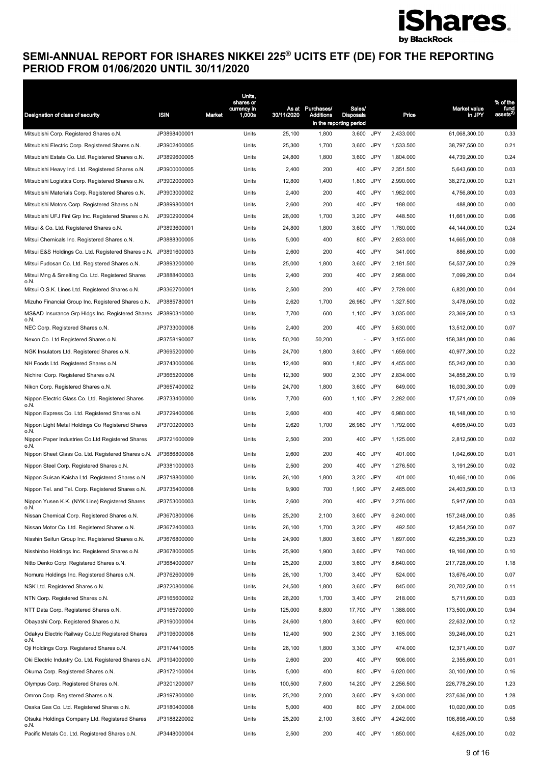# SEMI-ANNUAL REPORT FOR ISHARES NIKKEI 225® UCITS ETF (DE) FOR THE REPORTING PERIOD FROM 01/06/2020 UNTIL 30/11/2020

| Designation of class of security | ISIN | Market | Units, shares or currency in 1,000s | As at 30/11/2020 | Purchases/ Additions | Sales/ Disposals | | Price | Market value in JPY | % of the fund assets[2)] |
|---|---|---|---|---|---|---|---|---|---|---|
| | | | | | in the reporting period | | | | | |
| Mitsubishi Corp. Registered Shares o.N. | JP3898400001 | | Units | 25,100 | 1,800 | 3,600 | JPY | 2,433.000 | 61,068,300.00 | 0.33 |
| Mitsubishi Electric Corp. Registered Shares o.N. | JP3902400005 | | Units | 25,300 | 1,700 | 3,600 | JPY | 1,533.500 | 38,797,550.00 | 0.21 |
| Mitsubishi Estate Co. Ltd. Registered Shares o.N. | JP3899600005 | | Units | 24,800 | 1,800 | 3,600 | JPY | 1,804.000 | 44,739,200.00 | 0.24 |
| Mitsubishi Heavy Ind. Ltd. Registered Shares o.N. | JP3900000005 | | Units | 2,400 | 200 | 400 | JPY | 2,351.500 | 5,643,600.00 | 0.03 |
| Mitsubishi Logistics Corp. Registered Shares o.N. | JP3902000003 | | Units | 12,800 | 1,400 | 1,800 | JPY | 2,990.000 | 38,272,000.00 | 0.21 |
| Mitsubishi Materials Corp. Registered Shares o.N. | JP3903000002 | | Units | 2,400 | 200 | 400 | JPY | 1,982.000 | 4,756,800.00 | 0.03 |
| Mitsubishi Motors Corp. Registered Shares o.N. | JP3899800001 | | Units | 2,600 | 200 | 400 | JPY | 188.000 | 488,800.00 | 0.00 |
| Mitsubishi UFJ Finl Grp Inc. Registered Shares o.N. | JP3902900004 | | Units | 26,000 | 1,700 | 3,200 | JPY | 448.500 | 11,661,000.00 | 0.06 |
| Mitsui & Co. Ltd. Registered Shares o.N. | JP3893600001 | | Units | 24,800 | 1,800 | 3,600 | JPY | 1,780.000 | 44,144,000.00 | 0.24 |
| Mitsui Chemicals Inc. Registered Shares o.N. | JP3888300005 | | Units | 5,000 | 400 | 800 | JPY | 2,933.000 | 14,665,000.00 | 0.08 |
| Mitsui E&S Holdings Co. Ltd. Registered Shares o.N. | JP3891600003 | | Units | 2,600 | 200 | 400 | JPY | 341.000 | 886,600.00 | 0.00 |
| Mitsui Fudosan Co. Ltd. Registered Shares o.N. | JP3893200000 | | Units | 25,000 | 1,800 | 3,600 | JPY | 2,181.500 | 54,537,500.00 | 0.29 |
| Mitsui Mng & Smelting Co. Ltd. Registered Shares o.N. | JP3888400003 | | Units | 2,400 | 200 | 400 | JPY | 2,958.000 | 7,099,200.00 | 0.04 |
| Mitsui O.S.K. Lines Ltd. Registered Shares o.N. | JP3362700001 | | Units | 2,500 | 200 | 400 | JPY | 2,728.000 | 6,820,000.00 | 0.04 |
| Mizuho Financial Group Inc. Registered Shares o.N. | JP3885780001 | | Units | 2,620 | 1,700 | 26,980 | JPY | 1,327.500 | 3,478,050.00 | 0.02 |
| MS&AD Insurance Grp Hldgs Inc. Registered Shares o.N. | JP3890310000 | | Units | 7,700 | 600 | 1,100 | JPY | 3,035.000 | 23,369,500.00 | 0.13 |
| NEC Corp. Registered Shares o.N. | JP3733000008 | | Units | 2,400 | 200 | 400 | JPY | 5,630.000 | 13,512,000.00 | 0.07 |
| Nexon Co. Ltd Registered Shares o.N. | JP3758190007 | | Units | 50,200 | 50,200 | - | JPY | 3,155.000 | 158,381,000.00 | 0.86 |
| NGK Insulators Ltd. Registered Shares o.N. | JP3695200000 | | Units | 24,700 | 1,800 | 3,600 | JPY | 1,659.000 | 40,977,300.00 | 0.22 |
| NH Foods Ltd. Registered Shares o.N. | JP3743000006 | | Units | 12,400 | 900 | 1,800 | JPY | 4,455.000 | 55,242,000.00 | 0.30 |
| Nichirei Corp. Registered Shares o.N. | JP3665200006 | | Units | 12,300 | 900 | 2,300 | JPY | 2,834.000 | 34,858,200.00 | 0.19 |
| Nikon Corp. Registered Shares o.N. | JP3657400002 | | Units | 24,700 | 1,800 | 3,600 | JPY | 649.000 | 16,030,300.00 | 0.09 |
| Nippon Electric Glass Co. Ltd. Registered Shares o.N. | JP3733400000 | | Units | 7,700 | 600 | 1,100 | JPY | 2,282.000 | 17,571,400.00 | 0.09 |
| Nippon Express Co. Ltd. Registered Shares o.N. | JP3729400006 | | Units | 2,600 | 400 | 400 | JPY | 6,980.000 | 18,148,000.00 | 0.10 |
| Nippon Light Metal Holdings Co Registered Shares o.N. | JP3700200003 | | Units | 2,620 | 1,700 | 26,980 | JPY | 1,792.000 | 4,695,040.00 | 0.03 |
| Nippon Paper Industries Co.Ltd Registered Shares o.N. | JP3721600009 | | Units | 2,500 | 200 | 400 | JPY | 1,125.000 | 2,812,500.00 | 0.02 |
| Nippon Sheet Glass Co. Ltd. Registered Shares o.N. | JP3686800008 | | Units | 2,600 | 200 | 400 | JPY | 401.000 | 1,042,600.00 | 0.01 |
| Nippon Steel Corp. Registered Shares o.N. | JP3381000003 | | Units | 2,500 | 200 | 400 | JPY | 1,276.500 | 3,191,250.00 | 0.02 |
| Nippon Suisan Kaisha Ltd. Registered Shares o.N. | JP3718800000 | | Units | 26,100 | 1,800 | 3,200 | JPY | 401.000 | 10,466,100.00 | 0.06 |
| Nippon Tel. and Tel. Corp. Registered Shares o.N. | JP3735400008 | | Units | 9,900 | 700 | 1,900 | JPY | 2,465.000 | 24,403,500.00 | 0.13 |
| Nippon Yusen K.K. (NYK Line) Registered Shares o.N. | JP3753000003 | | Units | 2,600 | 200 | 400 | JPY | 2,276.000 | 5,917,600.00 | 0.03 |
| Nissan Chemical Corp. Registered Shares o.N. | JP3670800006 | | Units | 25,200 | 2,100 | 3,600 | JPY | 6,240.000 | 157,248,000.00 | 0.85 |
| Nissan Motor Co. Ltd. Registered Shares o.N. | JP3672400003 | | Units | 26,100 | 1,700 | 3,200 | JPY | 492.500 | 12,854,250.00 | 0.07 |
| Nisshin Seifun Group Inc. Registered Shares o.N. | JP3676800000 | | Units | 24,900 | 1,800 | 3,600 | JPY | 1,697.000 | 42,255,300.00 | 0.23 |
| Nisshinbo Holdings Inc. Registered Shares o.N. | JP3678000005 | | Units | 25,900 | 1,900 | 3,600 | JPY | 740.000 | 19,166,000.00 | 0.10 |
| Nitto Denko Corp. Registered Shares o.N. | JP3684000007 | | Units | 25,200 | 2,000 | 3,600 | JPY | 8,640.000 | 217,728,000.00 | 1.18 |
| Nomura Holdings Inc. Registered Shares o.N. | JP3762600009 | | Units | 26,100 | 1,700 | 3,400 | JPY | 524.000 | 13,676,400.00 | 0.07 |
| NSK Ltd. Registered Shares o.N. | JP3720800006 | | Units | 24,500 | 1,800 | 3,600 | JPY | 845.000 | 20,702,500.00 | 0.11 |
| NTN Corp. Registered Shares o.N. | JP3165600002 | | Units | 26,200 | 1,700 | 3,400 | JPY | 218.000 | 5,711,600.00 | 0.03 |
| NTT Data Corp. Registered Shares o.N. | JP3165700000 | | Units | 125,000 | 8,800 | 17,700 | JPY | 1,388.000 | 173,500,000.00 | 0.94 |
| Obayashi Corp. Registered Shares o.N. | JP3190000004 | | Units | 24,600 | 1,800 | 3,600 | JPY | 920.000 | 22,632,000.00 | 0.12 |
| Odakyu Electric Railway Co.Ltd Registered Shares o.N. | JP3196000008 | | Units | 12,400 | 900 | 2,300 | JPY | 3,165.000 | 39,246,000.00 | 0.21 |
| Oji Holdings Corp. Registered Shares o.N. | JP3174410005 | | Units | 26,100 | 1,800 | 3,300 | JPY | 474.000 | 12,371,400.00 | 0.07 |
| Oki Electric Industry Co. Ltd. Registered Shares o.N. | JP3194000000 | | Units | 2,600 | 200 | 400 | JPY | 906.000 | 2,355,600.00 | 0.01 |
| Okuma Corp. Registered Shares o.N. | JP3172100004 | | Units | 5,000 | 400 | 800 | JPY | 6,020.000 | 30,100,000.00 | 0.16 |
| Olympus Corp. Registered Shares o.N. | JP3201200007 | | Units | 100,500 | 7,600 | 14,200 | JPY | 2,256.500 | 226,778,250.00 | 1.23 |
| Omron Corp. Registered Shares o.N. | JP3197800000 | | Units | 25,200 | 2,000 | 3,600 | JPY | 9,430.000 | 237,636,000.00 | 1.28 |
| Osaka Gas Co. Ltd. Registered Shares o.N. | JP3180400008 | | Units | 5,000 | 400 | 800 | JPY | 2,004.000 | 10,020,000.00 | 0.05 |
| Otsuka Holdings Company Ltd. Registered Shares o.N. | JP3188220002 | | Units | 25,200 | 2,100 | 3,600 | JPY | 4,242.000 | 106,898,400.00 | 0.58 |
| Pacific Metals Co. Ltd. Registered Shares o.N. | JP3448000004 | | Units | 2,500 | 200 | 400 | JPY | 1,850.000 | 4,625,000.00 | 0.02 |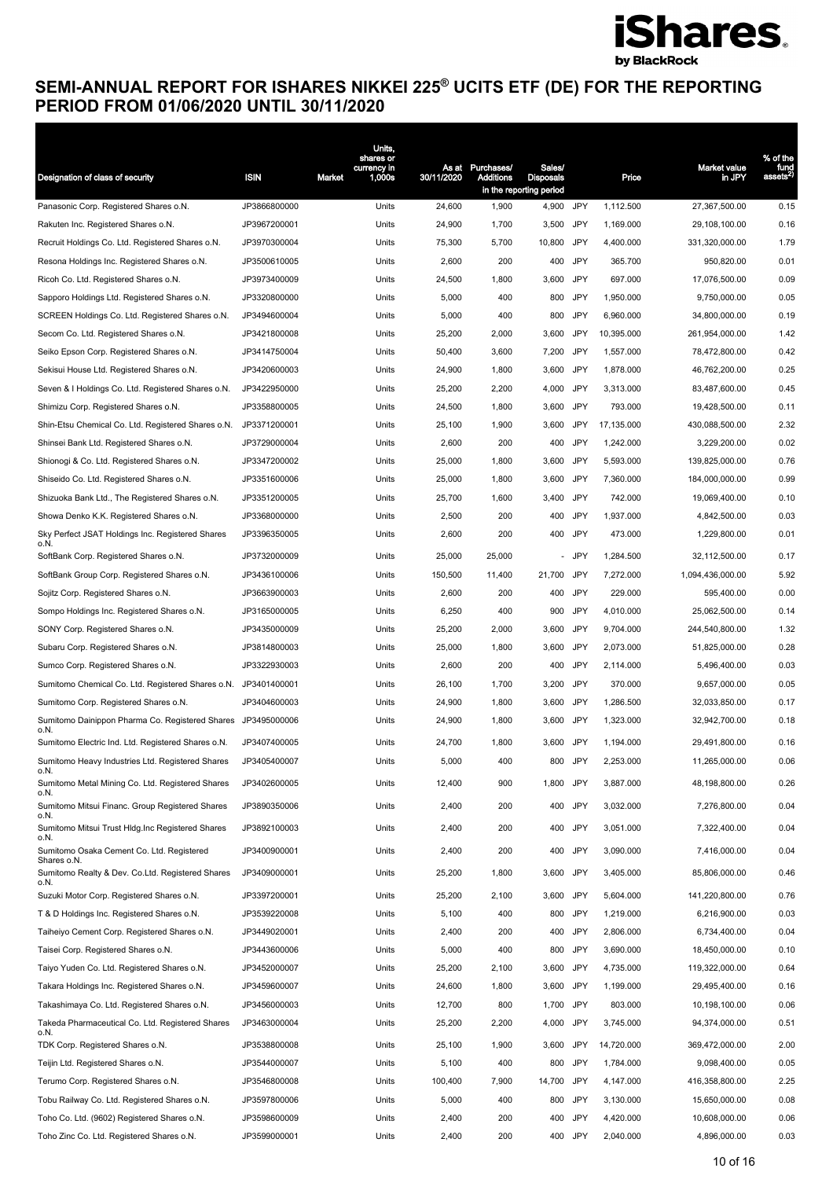# SEMI-ANNUAL REPORT FOR ISHARES NIKKEI 225® UCITS ETF (DE) FOR THE REPORTING PERIOD FROM 01/06/2020 UNTIL 30/11/2020

| Designation of class of security | ISIN | Market | Units, shares or currency in 1,000s | As at 30/11/2020 | Purchases/ Additions | Sales/ Disposals | | Price | Market value in JPY | % of the fund assets[2] |
|---|---|---|---|---|---|---|---|---|---|---|
| | | | | | in the reporting period | | | | | |
| Panasonic Corp. Registered Shares o.N. | JP3866800000 | | Units | 24,600 | 1,900 | 4,900 | JPY | 1,112.500 | 27,367,500.00 | 0.15 |
| Rakuten Inc. Registered Shares o.N. | JP3967200001 | | Units | 24,900 | 1,700 | 3,500 | JPY | 1,169.000 | 29,108,100.00 | 0.16 |
| Recruit Holdings Co. Ltd. Registered Shares o.N. | JP3970300004 | | Units | 75,300 | 5,700 | 10,800 | JPY | 4,400.000 | 331,320,000.00 | 1.79 |
| Resona Holdings Inc. Registered Shares o.N. | JP3500610005 | | Units | 2,600 | 200 | 400 | JPY | 365.700 | 950,820.00 | 0.01 |
| Ricoh Co. Ltd. Registered Shares o.N. | JP3973400009 | | Units | 24,500 | 1,800 | 3,600 | JPY | 697.000 | 17,076,500.00 | 0.09 |
| Sapporo Holdings Ltd. Registered Shares o.N. | JP3320800000 | | Units | 5,000 | 400 | 800 | JPY | 1,950.000 | 9,750,000.00 | 0.05 |
| SCREEN Holdings Co. Ltd. Registered Shares o.N. | JP3494600004 | | Units | 5,000 | 400 | 800 | JPY | 6,960.000 | 34,800,000.00 | 0.19 |
| Secom Co. Ltd. Registered Shares o.N. | JP3421800008 | | Units | 25,200 | 2,000 | 3,600 | JPY | 10,395.000 | 261,954,000.00 | 1.42 |
| Seiko Epson Corp. Registered Shares o.N. | JP3414750004 | | Units | 50,400 | 3,600 | 7,200 | JPY | 1,557.000 | 78,472,800.00 | 0.42 |
| Sekisui House Ltd. Registered Shares o.N. | JP3420600003 | | Units | 24,900 | 1,800 | 3,600 | JPY | 1,878.000 | 46,762,200.00 | 0.25 |
| Seven & I Holdings Co. Ltd. Registered Shares o.N. | JP3422950000 | | Units | 25,200 | 2,200 | 4,000 | JPY | 3,313.000 | 83,487,600.00 | 0.45 |
| Shimizu Corp. Registered Shares o.N. | JP3358800005 | | Units | 24,500 | 1,800 | 3,600 | JPY | 793.000 | 19,428,500.00 | 0.11 |
| Shin-Etsu Chemical Co. Ltd. Registered Shares o.N. | JP3371200001 | | Units | 25,100 | 1,900 | 3,600 | JPY | 17,135.000 | 430,088,500.00 | 2.32 |
| Shinsei Bank Ltd. Registered Shares o.N. | JP3729000004 | | Units | 2,600 | 200 | 400 | JPY | 1,242.000 | 3,229,200.00 | 0.02 |
| Shionogi & Co. Ltd. Registered Shares o.N. | JP3347200002 | | Units | 25,000 | 1,800 | 3,600 | JPY | 5,593.000 | 139,825,000.00 | 0.76 |
| Shiseido Co. Ltd. Registered Shares o.N. | JP3351600006 | | Units | 25,000 | 1,800 | 3,600 | JPY | 7,360.000 | 184,000,000.00 | 0.99 |
| Shizuoka Bank Ltd., The Registered Shares o.N. | JP3351200005 | | Units | 25,700 | 1,600 | 3,400 | JPY | 742.000 | 19,069,400.00 | 0.10 |
| Showa Denko K.K. Registered Shares o.N. | JP3368000000 | | Units | 2,500 | 200 | 400 | JPY | 1,937.000 | 4,842,500.00 | 0.03 |
| Sky Perfect JSAT Holdings Inc. Registered Shares o.N. | JP3396350005 | | Units | 2,600 | 200 | 400 | JPY | 473.000 | 1,229,800.00 | 0.01 |
| SoftBank Corp. Registered Shares o.N. | JP3732000009 | | Units | 25,000 | 25,000 | - | JPY | 1,284.500 | 32,112,500.00 | 0.17 |
| SoftBank Group Corp. Registered Shares o.N. | JP3436100006 | | Units | 150,500 | 11,400 | 21,700 | JPY | 7,272.000 | 1,094,436,000.00 | 5.92 |
| Sojitz Corp. Registered Shares o.N. | JP3663900003 | | Units | 2,600 | 200 | 400 | JPY | 229.000 | 595,400.00 | 0.00 |
| Sompo Holdings Inc. Registered Shares o.N. | JP3165000005 | | Units | 6,250 | 400 | 900 | JPY | 4,010.000 | 25,062,500.00 | 0.14 |
| SONY Corp. Registered Shares o.N. | JP3435000009 | | Units | 25,200 | 2,000 | 3,600 | JPY | 9,704.000 | 244,540,800.00 | 1.32 |
| Subaru Corp. Registered Shares o.N. | JP3814800003 | | Units | 25,000 | 1,800 | 3,600 | JPY | 2,073.000 | 51,825,000.00 | 0.28 |
| Sumco Corp. Registered Shares o.N. | JP3322930003 | | Units | 2,600 | 200 | 400 | JPY | 2,114.000 | 5,496,400.00 | 0.03 |
| Sumitomo Chemical Co. Ltd. Registered Shares o.N. | JP3401400001 | | Units | 26,100 | 1,700 | 3,200 | JPY | 370.000 | 9,657,000.00 | 0.05 |
| Sumitomo Corp. Registered Shares o.N. | JP3404600003 | | Units | 24,900 | 1,800 | 3,600 | JPY | 1,286.500 | 32,033,850.00 | 0.17 |
| Sumitomo Dainippon Pharma Co. Registered Shares o.N. | JP3495000006 | | Units | 24,900 | 1,800 | 3,600 | JPY | 1,323.000 | 32,942,700.00 | 0.18 |
| Sumitomo Electric Ind. Ltd. Registered Shares o.N. | JP3407400005 | | Units | 24,700 | 1,800 | 3,600 | JPY | 1,194.000 | 29,491,800.00 | 0.16 |
| Sumitomo Heavy Industries Ltd. Registered Shares o.N. | JP3405400007 | | Units | 5,000 | 400 | 800 | JPY | 2,253.000 | 11,265,000.00 | 0.06 |
| Sumitomo Metal Mining Co. Ltd. Registered Shares o.N. | JP3402600005 | | Units | 12,400 | 900 | 1,800 | JPY | 3,887.000 | 48,198,800.00 | 0.26 |
| Sumitomo Mitsui Financ. Group Registered Shares o.N. | JP3890350006 | | Units | 2,400 | 200 | 400 | JPY | 3,032.000 | 7,276,800.00 | 0.04 |
| Sumitomo Mitsui Trust Hldg.Inc Registered Shares o.N. | JP3892100003 | | Units | 2,400 | 200 | 400 | JPY | 3,051.000 | 7,322,400.00 | 0.04 |
| Sumitomo Osaka Cement Co. Ltd. Registered Shares o.N. | JP3400900001 | | Units | 2,400 | 200 | 400 | JPY | 3,090.000 | 7,416,000.00 | 0.04 |
| Sumitomo Realty & Dev. Co.Ltd. Registered Shares o.N. | JP3409000001 | | Units | 25,200 | 1,800 | 3,600 | JPY | 3,405.000 | 85,806,000.00 | 0.46 |
| Suzuki Motor Corp. Registered Shares o.N. | JP3397200001 | | Units | 25,200 | 2,100 | 3,600 | JPY | 5,604.000 | 141,220,800.00 | 0.76 |
| T & D Holdings Inc. Registered Shares o.N. | JP3539220008 | | Units | 5,100 | 400 | 800 | JPY | 1,219.000 | 6,216,900.00 | 0.03 |
| Taiheiyo Cement Corp. Registered Shares o.N. | JP3449020001 | | Units | 2,400 | 200 | 400 | JPY | 2,806.000 | 6,734,400.00 | 0.04 |
| Taisei Corp. Registered Shares o.N. | JP3443600006 | | Units | 5,000 | 400 | 800 | JPY | 3,690.000 | 18,450,000.00 | 0.10 |
| Taiyo Yuden Co. Ltd. Registered Shares o.N. | JP3452000007 | | Units | 25,200 | 2,100 | 3,600 | JPY | 4,735.000 | 119,322,000.00 | 0.64 |
| Takara Holdings Inc. Registered Shares o.N. | JP3459600007 | | Units | 24,600 | 1,800 | 3,600 | JPY | 1,199.000 | 29,495,400.00 | 0.16 |
| Takashimaya Co. Ltd. Registered Shares o.N. | JP3456000003 | | Units | 12,700 | 800 | 1,700 | JPY | 803.000 | 10,198,100.00 | 0.06 |
| Takeda Pharmaceutical Co. Ltd. Registered Shares o.N. | JP3463000004 | | Units | 25,200 | 2,200 | 4,000 | JPY | 3,745.000 | 94,374,000.00 | 0.51 |
| TDK Corp. Registered Shares o.N. | JP3538800008 | | Units | 25,100 | 1,900 | 3,600 | JPY | 14,720.000 | 369,472,000.00 | 2.00 |
| Teijin Ltd. Registered Shares o.N. | JP3544000007 | | Units | 5,100 | 400 | 800 | JPY | 1,784.000 | 9,098,400.00 | 0.05 |
| Terumo Corp. Registered Shares o.N. | JP3546800008 | | Units | 100,400 | 7,900 | 14,700 | JPY | 4,147.000 | 416,358,800.00 | 2.25 |
| Tobu Railway Co. Ltd. Registered Shares o.N. | JP3597800006 | | Units | 5,000 | 400 | 800 | JPY | 3,130.000 | 15,650,000.00 | 0.08 |
| Toho Co. Ltd. (9602) Registered Shares o.N. | JP3598600009 | | Units | 2,400 | 200 | 400 | JPY | 4,420.000 | 10,608,000.00 | 0.06 |
| Toho Zinc Co. Ltd. Registered Shares o.N. | JP3599000001 | | Units | 2,400 | 200 | 400 | JPY | 2,040.000 | 4,896,000.00 | 0.03 |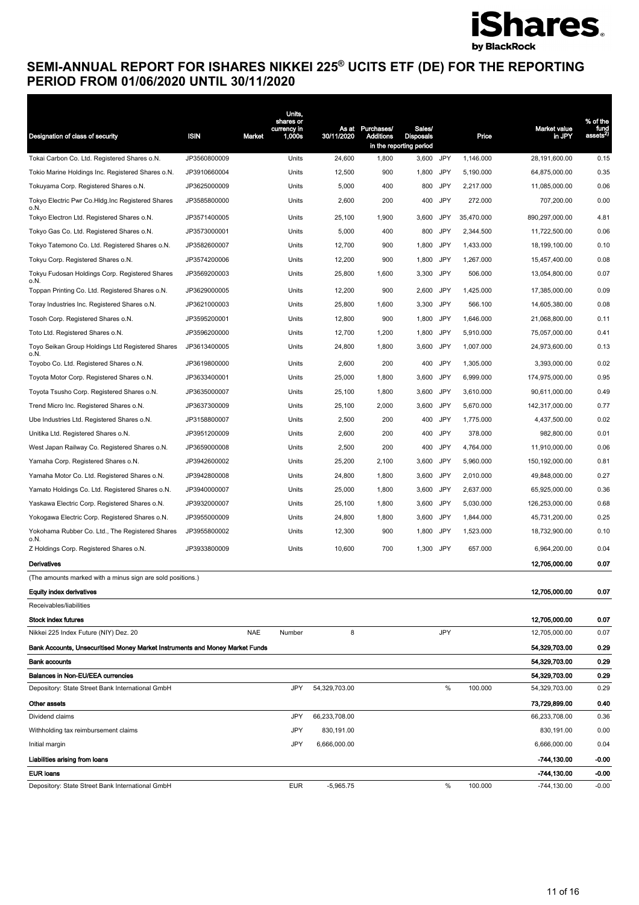# SEMI-ANNUAL REPORT FOR ISHARES NIKKEI 225® UCITS ETF (DE) FOR THE REPORTING PERIOD FROM 01/06/2020 UNTIL 30/11/2020

| Designation of class of security | ISIN | Market | Units, shares or currency in 1,000s | As at 30/11/2020 | Purchases/ Additions | Sales/ Disposals | | Price | Market value in JPY | % of the fund assets[2)] |
|---|---|---|---|---|---|---|---|---|---|---|
| | | | | | in the reporting period | | | | | |
| Tokai Carbon Co. Ltd. Registered Shares o.N. | JP3560800009 | | Units | 24,600 | 1,800 | 3,600 | JPY | 1,146.000 | 28,191,600.00 | 0.15 |
| Tokio Marine Holdings Inc. Registered Shares o.N. | JP3910660004 | | Units | 12,500 | 900 | 1,800 | JPY | 5,190.000 | 64,875,000.00 | 0.35 |
| Tokuyama Corp. Registered Shares o.N. | JP3625000009 | | Units | 5,000 | 400 | 800 | JPY | 2,217.000 | 11,085,000.00 | 0.06 |
| Tokyo Electric Pwr Co.Hldg.Inc Registered Shares o.N. | JP3585800000 | | Units | 2,600 | 200 | 400 | JPY | 272.000 | 707,200.00 | 0.00 |
| Tokyo Electron Ltd. Registered Shares o.N. | JP3571400005 | | Units | 25,100 | 1,900 | 3,600 | JPY | 35,470.000 | 890,297,000.00 | 4.81 |
| Tokyo Gas Co. Ltd. Registered Shares o.N. | JP3573000001 | | Units | 5,000 | 400 | 800 | JPY | 2,344.500 | 11,722,500.00 | 0.06 |
| Tokyo Tatemono Co. Ltd. Registered Shares o.N. | JP3582600007 | | Units | 12,700 | 900 | 1,800 | JPY | 1,433.000 | 18,199,100.00 | 0.10 |
| Tokyu Corp. Registered Shares o.N. | JP3574200006 | | Units | 12,200 | 900 | 1,800 | JPY | 1,267.000 | 15,457,400.00 | 0.08 |
| Tokyu Fudosan Holdings Corp. Registered Shares o.N. | JP3569200003 | | Units | 25,800 | 1,600 | 3,300 | JPY | 506.000 | 13,054,800.00 | 0.07 |
| Toppan Printing Co. Ltd. Registered Shares o.N. | JP3629000005 | | Units | 12,200 | 900 | 2,600 | JPY | 1,425.000 | 17,385,000.00 | 0.09 |
| Toray Industries Inc. Registered Shares o.N. | JP3621000003 | | Units | 25,800 | 1,600 | 3,300 | JPY | 566.100 | 14,605,380.00 | 0.08 |
| Tosoh Corp. Registered Shares o.N. | JP3595200001 | | Units | 12,800 | 900 | 1,800 | JPY | 1,646.000 | 21,068,800.00 | 0.11 |
| Toto Ltd. Registered Shares o.N. | JP3596200000 | | Units | 12,700 | 1,200 | 1,800 | JPY | 5,910.000 | 75,057,000.00 | 0.41 |
| Toyo Seikan Group Holdings Ltd Registered Shares o.N. | JP3613400005 | | Units | 24,800 | 1,800 | 3,600 | JPY | 1,007.000 | 24,973,600.00 | 0.13 |
| Toyobo Co. Ltd. Registered Shares o.N. | JP3619800000 | | Units | 2,600 | 200 | 400 | JPY | 1,305.000 | 3,393,000.00 | 0.02 |
| Toyota Motor Corp. Registered Shares o.N. | JP3633400001 | | Units | 25,000 | 1,800 | 3,600 | JPY | 6,999.000 | 174,975,000.00 | 0.95 |
| Toyota Tsusho Corp. Registered Shares o.N. | JP3635000007 | | Units | 25,100 | 1,800 | 3,600 | JPY | 3,610.000 | 90,611,000.00 | 0.49 |
| Trend Micro Inc. Registered Shares o.N. | JP3637300009 | | Units | 25,100 | 2,000 | 3,600 | JPY | 5,670.000 | 142,317,000.00 | 0.77 |
| Ube Industries Ltd. Registered Shares o.N. | JP3158800007 | | Units | 2,500 | 200 | 400 | JPY | 1,775.000 | 4,437,500.00 | 0.02 |
| Unitika Ltd. Registered Shares o.N. | JP3951200009 | | Units | 2,600 | 200 | 400 | JPY | 378.000 | 982,800.00 | 0.01 |
| West Japan Railway Co. Registered Shares o.N. | JP3659000008 | | Units | 2,500 | 200 | 400 | JPY | 4,764.000 | 11,910,000.00 | 0.06 |
| Yamaha Corp. Registered Shares o.N. | JP3942600002 | | Units | 25,200 | 2,100 | 3,600 | JPY | 5,960.000 | 150,192,000.00 | 0.81 |
| Yamaha Motor Co. Ltd. Registered Shares o.N. | JP3942800008 | | Units | 24,800 | 1,800 | 3,600 | JPY | 2,010.000 | 49,848,000.00 | 0.27 |
| Yamato Holdings Co. Ltd. Registered Shares o.N. | JP3940000007 | | Units | 25,000 | 1,800 | 3,600 | JPY | 2,637.000 | 65,925,000.00 | 0.36 |
| Yaskawa Electric Corp. Registered Shares o.N. | JP3932000007 | | Units | 25,100 | 1,800 | 3,600 | JPY | 5,030.000 | 126,253,000.00 | 0.68 |
| Yokogawa Electric Corp. Registered Shares o.N. | JP3955000009 | | Units | 24,800 | 1,800 | 3,600 | JPY | 1,844.000 | 45,731,200.00 | 0.25 |
| Yokohama Rubber Co. Ltd., The Registered Shares o.N. | JP3955800002 | | Units | 12,300 | 900 | 1,800 | JPY | 1,523.000 | 18,732,900.00 | 0.10 |
| Z Holdings Corp. Registered Shares o.N. | JP3933800009 | | Units | 10,600 | 700 | 1,300 | JPY | 657.000 | 6,964,200.00 | 0.04 |
| **Derivatives** | | | | | | | | | **12,705,000.00** | **0.07** |
| (The amounts marked with a minus sign are sold positions.) | | | | | | | | | | |
| **Equity index derivatives** | | | | | | | | | **12,705,000.00** | **0.07** |
| Receivables/liabilities | | | | | | | | | | |
| **Stock index futures** | | | | | | | | | **12,705,000.00** | **0.07** |
| Nikkei 225 Index Future (NIY) Dez. 20 | | NAE | Number | 8 | | | JPY | | 12,705,000.00 | 0.07 |
| **Bank Accounts, Unsecuritised Money Market Instruments and Money Market Funds** | | | | | | | | | **54,329,703.00** | **0.29** |
| **Bank accounts** | | | | | | | | | **54,329,703.00** | **0.29** |
| **Balances in Non-EU/EEA currencies** | | | | | | | | | **54,329,703.00** | **0.29** |
| Depository: State Street Bank International GmbH | | | JPY | 54,329,703.00 | | | % | 100.000 | 54,329,703.00 | 0.29 |
| **Other assets** | | | | | | | | | **73,729,899.00** | **0.40** |
| Dividend claims | | | JPY | 66,233,708.00 | | | | | 66,233,708.00 | 0.36 |
| Withholding tax reimbursement claims | | | JPY | 830,191.00 | | | | | 830,191.00 | 0.00 |
| Initial margin | | | JPY | 6,666,000.00 | | | | | 6,666,000.00 | 0.04 |
| **Liabilities arising from loans** | | | | | | | | | **-744,130.00** | **-0.00** |
| **EUR loans** | | | | | | | | | **-744,130.00** | **-0.00** |
| Depository: State Street Bank International GmbH | | | EUR | -5,965.75 | | | % | 100.000 | -744,130.00 | -0.00 |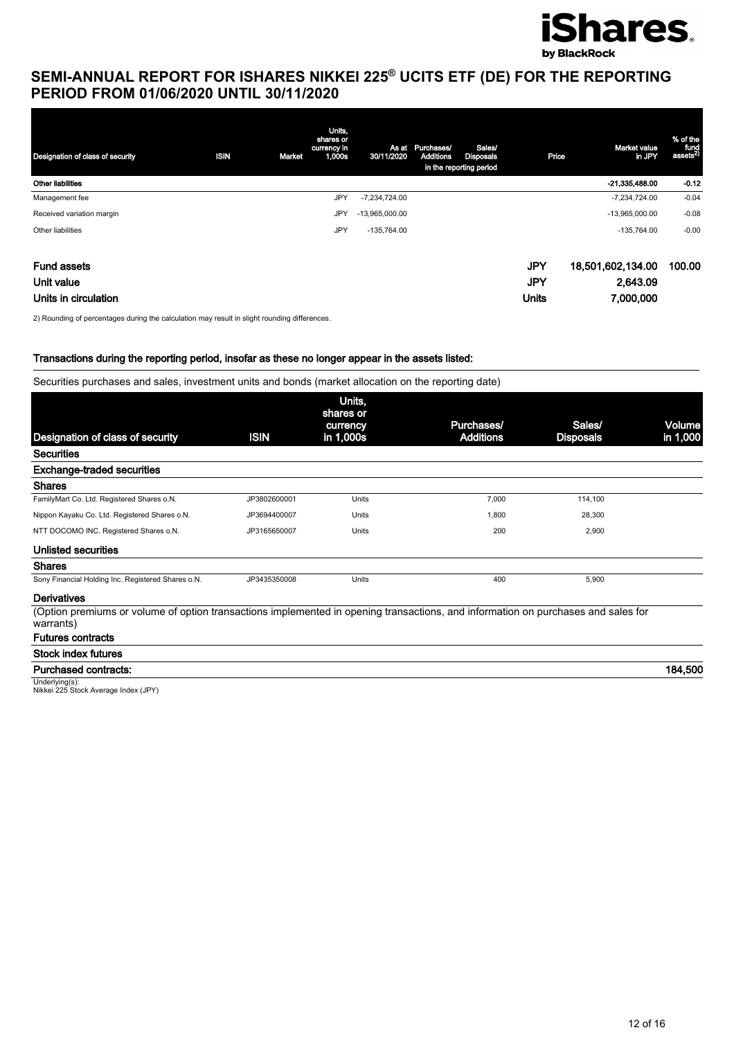# SEMI-ANNUAL REPORT FOR ISHARES NIKKEI 225® UCITS ETF (DE) FOR THE REPORTING PERIOD FROM 01/06/2020 UNTIL 30/11/2020

| Designation of class of security | ISIN | Market | Units, shares or currency in 1,000s | As at 30/11/2020 | Purchases/ Additions in the reporting period | Sales/ Disposals in the reporting period | Price | Market value in JPY | % of the fund assets[2] |
|---|---|---|---|---|---|---|---|---|---|
| **Other liabilities** | | | | | | | | -21,335,488.00 | -0.12 |
| Management fee | | | JPY | -7,234,724.00 | | | | -7,234,724.00 | -0.04 |
| Received variation margin | | | JPY | -13,965,000.00 | | | | -13,965,000.00 | -0.08 |
| Other liabilities | | | JPY | -135,764.00 | | | | -135,764.00 | -0.00 |
| **Fund assets** | | | | | | | JPY | 18,501,602,134.00 | 100.00 |
| **Unit value** | | | | | | | JPY | 2,643.09 | |
| **Units in circulation** | | | | | | | Units | 7,000,000 | |

2) Rounding of percentages during the calculation may result in slight rounding differences.

### Transactions during the reporting period, insofar as these no longer appear in the assets listed:

Securities purchases and sales, investment units and bonds (market allocation on the reporting date)

| Designation of class of security | ISIN | Units, shares or currency in 1,000s | Purchases/ Additions | Sales/ Disposals | Volume in 1,000 |
|---|---|---|---|---|---|
| **Securities** | | | | | |
| **Exchange-traded securities** | | | | | |
| **Shares** | | | | | |
| FamilyMart Co. Ltd. Registered Shares o.N. | JP3802600001 | Units | 7,000 | 114,100 | |
| Nippon Kayaku Co. Ltd. Registered Shares o.N. | JP3694400007 | Units | 1,800 | 28,300 | |
| NTT DOCOMO INC. Registered Shares o.N. | JP3165650007 | Units | 200 | 2,900 | |
| **Unlisted securities** | | | | | |
| **Shares** | | | | | |
| Sony Financial Holding Inc. Registered Shares o.N. | JP3435350008 | Units | 400 | 5,900 | |
| **Derivatives** | | | | | |
| (Option premiums or volume of option transactions implemented in opening transactions, and information on purchases and sales for warrants) | | | | | |
| **Futures contracts** | | | | | |
| **Stock index futures** | | | | | |
| **Purchased contracts:** | | | | | 184,500 |

Underlying(s):
Nikkei 225 Stock Average Index (JPY)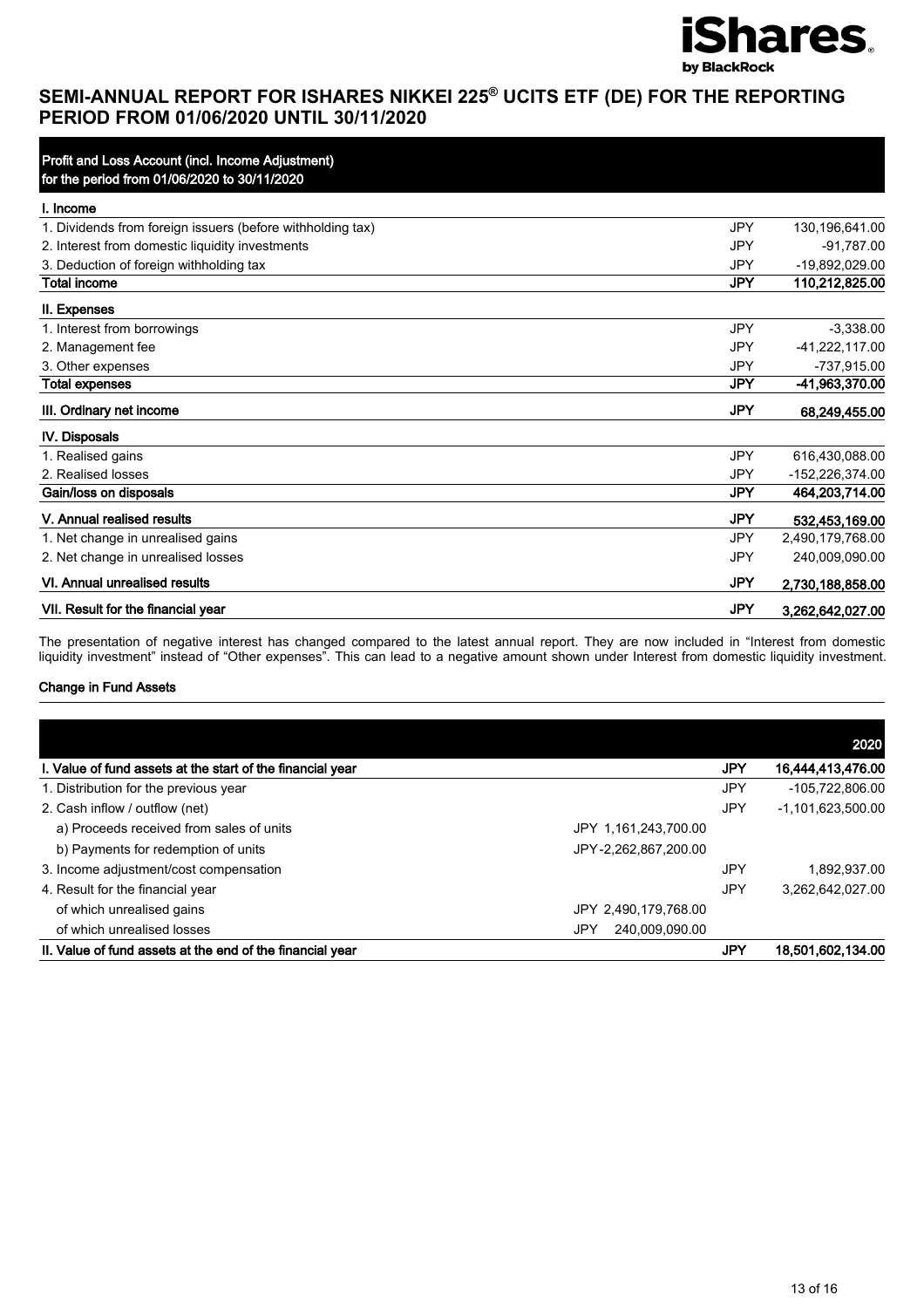# SEMI-ANNUAL REPORT FOR ISHARES NIKKEI 225® UCITS ETF (DE) FOR THE REPORTING PERIOD FROM 01/06/2020 UNTIL 30/11/2020

## Profit and Loss Account (incl. Income Adjustment) for the period from 01/06/2020 to 30/11/2020

| | | |
|---|---|---|
| **I. Income** | | |
| 1. Dividends from foreign issuers (before withholding tax) | JPY | 130,196,641.00 |
| 2. Interest from domestic liquidity investments | JPY | -91,787.00 |
| 3. Deduction of foreign withholding tax | JPY | -19,892,029.00 |
| **Total income** | **JPY** | **110,212,825.00** |
| **II. Expenses** | | |
| 1. Interest from borrowings | JPY | -3,338.00 |
| 2. Management fee | JPY | -41,222,117.00 |
| 3. Other expenses | JPY | -737,915.00 |
| **Total expenses** | **JPY** | **-41,963,370.00** |
| **III. Ordinary net income** | **JPY** | **68,249,455.00** |
| **IV. Disposals** | | |
| 1. Realised gains | JPY | 616,430,088.00 |
| 2. Realised losses | JPY | -152,226,374.00 |
| **Gain/loss on disposals** | **JPY** | **464,203,714.00** |
| **V. Annual realised results** | **JPY** | **532,453,169.00** |
| 1. Net change in unrealised gains | JPY | 2,490,179,768.00 |
| 2. Net change in unrealised losses | JPY | 240,009,090.00 |
| **VI. Annual unrealised results** | **JPY** | **2,730,188,858.00** |
| **VII. Result for the financial year** | **JPY** | **3,262,642,027.00** |

The presentation of negative interest has changed compared to the latest annual report. They are now included in "Interest from domestic liquidity investment" instead of "Other expenses". This can lead to a negative amount shown under Interest from domestic liquidity investment.

### Change in Fund Assets

| | | | **2020** |
|---|---|---|---|
| **I. Value of fund assets at the start of the financial year** | | **JPY** | **16,444,413,476.00** |
| 1. Distribution for the previous year | | JPY | -105,722,806.00 |
| 2. Cash inflow / outflow (net) | | JPY | -1,101,623,500.00 |
| a) Proceeds received from sales of units | JPY 1,161,243,700.00 | | |
| b) Payments for redemption of units | JPY -2,262,867,200.00 | | |
| 3. Income adjustment/cost compensation | | JPY | 1,892,937.00 |
| 4. Result for the financial year | | JPY | 3,262,642,027.00 |
| of which unrealised gains | JPY 2,490,179,768.00 | | |
| of which unrealised losses | JPY 240,009,090.00 | | |
| **II. Value of fund assets at the end of the financial year** | | **JPY** | **18,501,602,134.00** |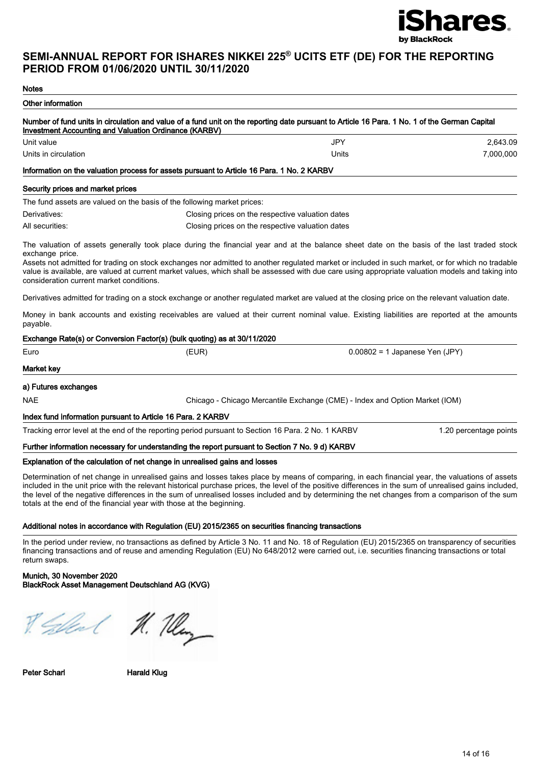# SEMI-ANNUAL REPORT FOR ISHARES NIKKEI 225® UCITS ETF (DE) FOR THE REPORTING PERIOD FROM 01/06/2020 UNTIL 30/11/2020

## Notes

### Other information

**Number of fund units in circulation and value of a fund unit on the reporting date pursuant to Article 16 Para. 1 No. 1 of the German Capital Investment Accounting and Valuation Ordinance (KARBV)**

| | | |
|---|---|---|
| Unit value | JPY | 2,643.09 |
| Units in circulation | Units | 7,000,000 |

**Information on the valuation process for assets pursuant to Article 16 Para. 1 No. 2 KARBV**

**Security prices and market prices**

The fund assets are valued on the basis of the following market prices:

| | |
|---|---|
| Derivatives: | Closing prices on the respective valuation dates |
| All securities: | Closing prices on the respective valuation dates |

The valuation of assets generally took place during the financial year and at the balance sheet date on the basis of the last traded stock exchange price.

Assets not admitted for trading on stock exchanges nor admitted to another regulated market or included in such market, or for which no tradable value is available, are valued at current market values, which shall be assessed with due care using appropriate valuation models and taking into consideration current market conditions.

Derivatives admitted for trading on a stock exchange or another regulated market are valued at the closing price on the relevant valuation date.

Money in bank accounts and existing receivables are valued at their current nominal value. Existing liabilities are reported at the amounts payable.

**Exchange Rate(s) or Conversion Factor(s) (bulk quoting) as at 30/11/2020**

| | | |
|---|---|---|
| Euro | (EUR) | 0.00802 = 1 Japanese Yen (JPY) |

**Market key**

**a) Futures exchanges**

| | |
|---|---|
| NAE | Chicago - Chicago Mercantile Exchange (CME) - Index and Option Market (IOM) |

**Index fund information pursuant to Article 16 Para. 2 KARBV**

| | |
|---|---|
| Tracking error level at the end of the reporting period pursuant to Section 16 Para. 2 No. 1 KARBV | 1.20 percentage points |

**Further information necessary for understanding the report pursuant to Section 7 No. 9 d) KARBV**

**Explanation of the calculation of net change in unrealised gains and losses**

Determination of net change in unrealised gains and losses takes place by means of comparing, in each financial year, the valuations of assets included in the unit price with the relevant historical purchase prices, the level of the positive differences in the sum of unrealised gains included, the level of the negative differences in the sum of unrealised losses included and by determining the net changes from a comparison of the sum totals at the end of the financial year with those at the beginning.

**Additional notes in accordance with Regulation (EU) 2015/2365 on securities financing transactions**

In the period under review, no transactions as defined by Article 3 No. 11 and No. 18 of Regulation (EU) 2015/2365 on transparency of securities financing transactions and of reuse and amending Regulation (EU) No 648/2012 were carried out, i.e. securities financing transactions or total return swaps.

**Munich, 30 November 2020**
**BlackRock Asset Management Deutschland AG (KVG)**

**Peter Scharl** **Harald Klug**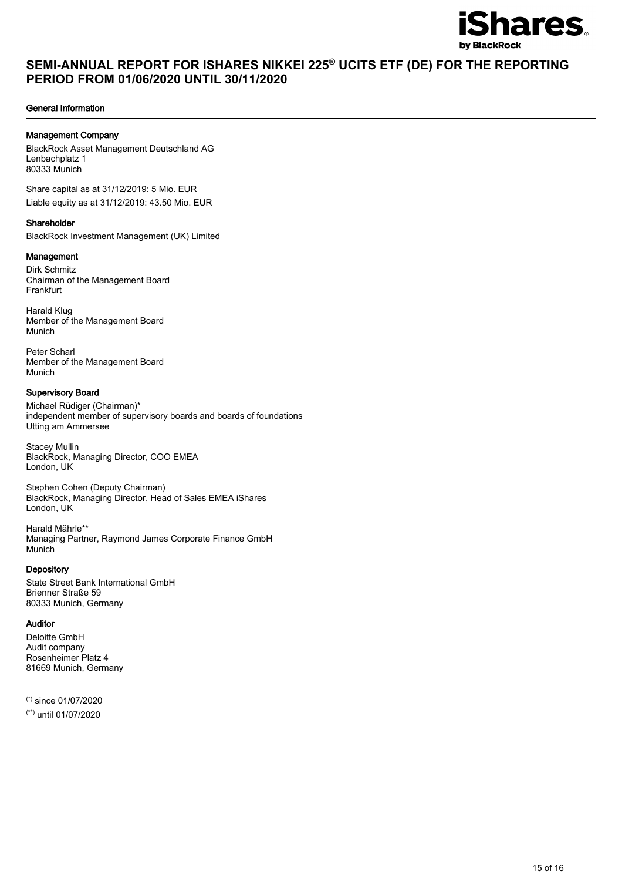# SEMI-ANNUAL REPORT FOR ISHARES NIKKEI 225® UCITS ETF (DE) FOR THE REPORTING PERIOD FROM 01/06/2020 UNTIL 30/11/2020

## General Information

### Management Company

BlackRock Asset Management Deutschland AG
Lenbachplatz 1
80333 Munich

Share capital as at 31/12/2019: 5 Mio. EUR

Liable equity as at 31/12/2019: 43.50 Mio. EUR

### Shareholder

BlackRock Investment Management (UK) Limited

### Management

Dirk Schmitz
Chairman of the Management Board
Frankfurt

Harald Klug
Member of the Management Board
Munich

Peter Scharl
Member of the Management Board
Munich

### Supervisory Board

Michael Rüdiger (Chairman)*
independent member of supervisory boards and boards of foundations
Utting am Ammersee

Stacey Mullin
BlackRock, Managing Director, COO EMEA
London, UK

Stephen Cohen (Deputy Chairman)
BlackRock, Managing Director, Head of Sales EMEA iShares
London, UK

Harald Mährle**
Managing Partner, Raymond James Corporate Finance GmbH
Munich

### Depository

State Street Bank International GmbH
Brienner Straße 59
80333 Munich, Germany

### Auditor

Deloitte GmbH
Audit company
Rosenheimer Platz 4
81669 Munich, Germany

(*) since 01/07/2020

(**) until 01/07/2020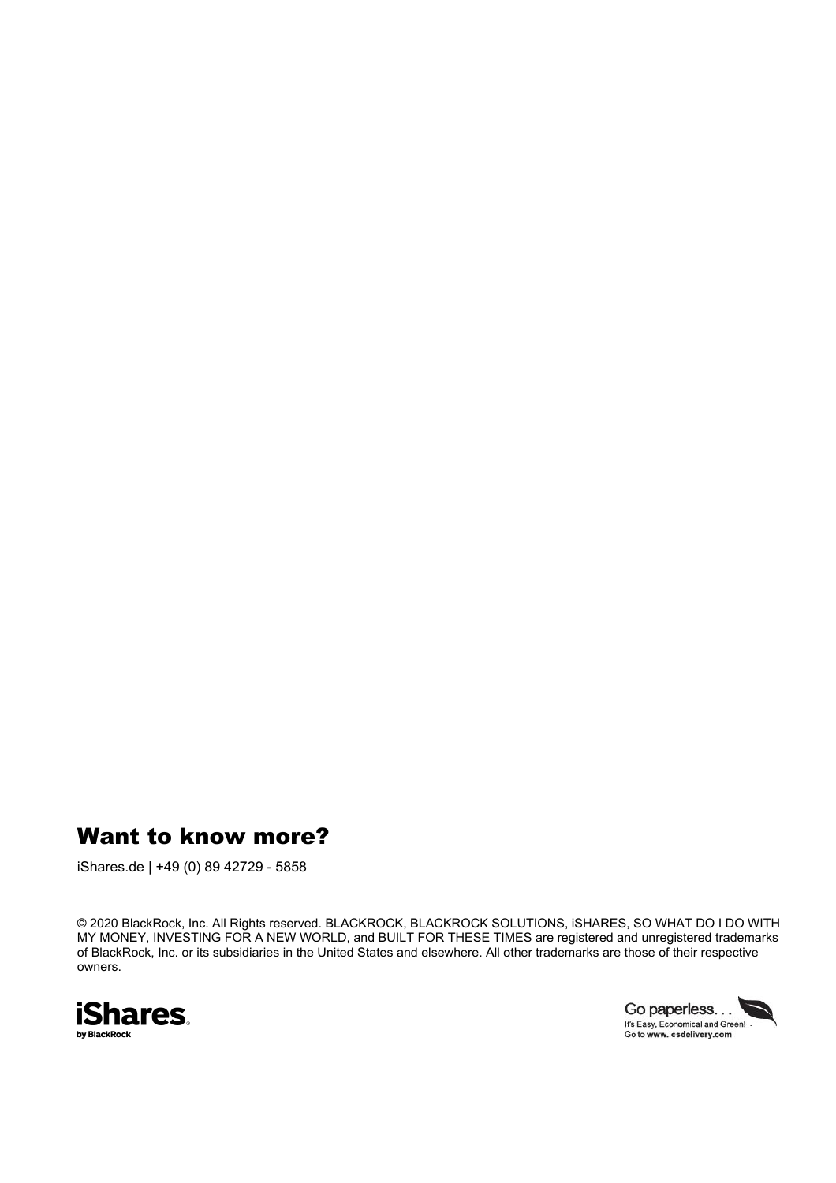## Want to know more?

iShares.de | +49 (0) 89 42729 - 5858

© 2020 BlackRock, Inc. All Rights reserved. BLACKROCK, BLACKROCK SOLUTIONS, iSHARES, SO WHAT DO I DO WITH MY MONEY, INVESTING FOR A NEW WORLD, and BUILT FOR THESE TIMES are registered and unregistered trademarks of BlackRock, Inc. or its subsidiaries in the United States and elsewhere. All other trademarks are those of their respective owners.

iShares by BlackRock

Go paperless. . .
It's Easy, Economical and Green!
Go to www.icsdelivery.com